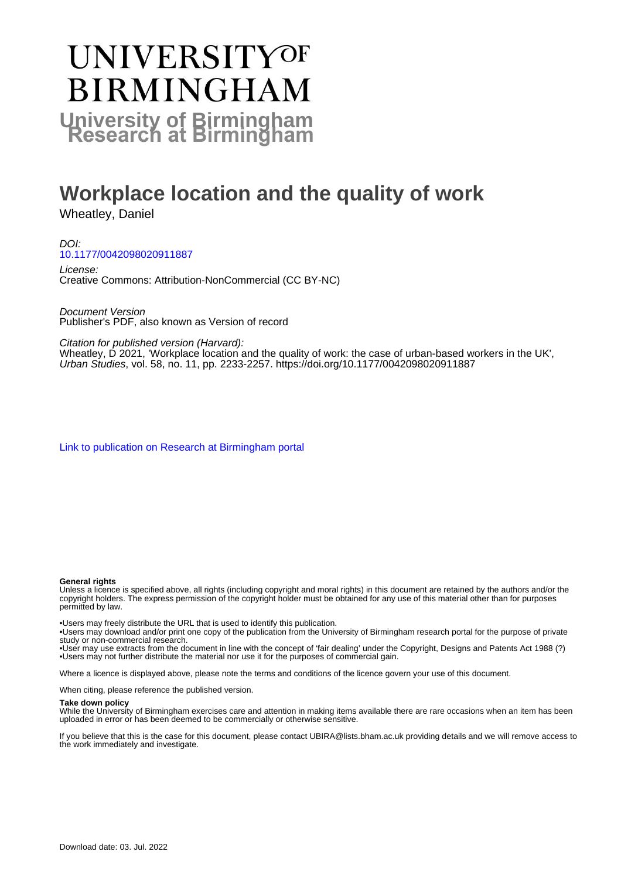# UNIVERSITY OF BIRMINGHAM

## University of Birmingham Research at Birmingham

# Workplace location and the quality of work

Wheatley, Daniel

*DOI:*
10.1177/0042098020911887

*License:*
Creative Commons: Attribution-NonCommercial (CC BY-NC)

*Document Version*
Publisher's PDF, also known as Version of record

*Citation for published version (Harvard):*
Wheatley, D 2021, 'Workplace location and the quality of work: the case of urban-based workers in the UK', *Urban Studies*, vol. 58, no. 11, pp. 2233-2257. https://doi.org/10.1177/0042098020911887

Link to publication on Research at Birmingham portal

**General rights**
Unless a licence is specified above, all rights (including copyright and moral rights) in this document are retained by the authors and/or the copyright holders. The express permission of the copyright holder must be obtained for any use of this material other than for purposes permitted by law.

•Users may freely distribute the URL that is used to identify this publication.
•Users may download and/or print one copy of the publication from the University of Birmingham research portal for the purpose of private study or non-commercial research.
•User may use extracts from the document in line with the concept of 'fair dealing' under the Copyright, Designs and Patents Act 1988 (?)
•Users may not further distribute the material nor use it for the purposes of commercial gain.

Where a licence is displayed above, please note the terms and conditions of the licence govern your use of this document.

When citing, please reference the published version.

**Take down policy**
While the University of Birmingham exercises care and attention in making items available there are rare occasions when an item has been uploaded in error or has been deemed to be commercially or otherwise sensitive.

If you believe that this is the case for this document, please contact UBIRA@lists.bham.ac.uk providing details and we will remove access to the work immediately and investigate.

Download date: 03. Jul. 2022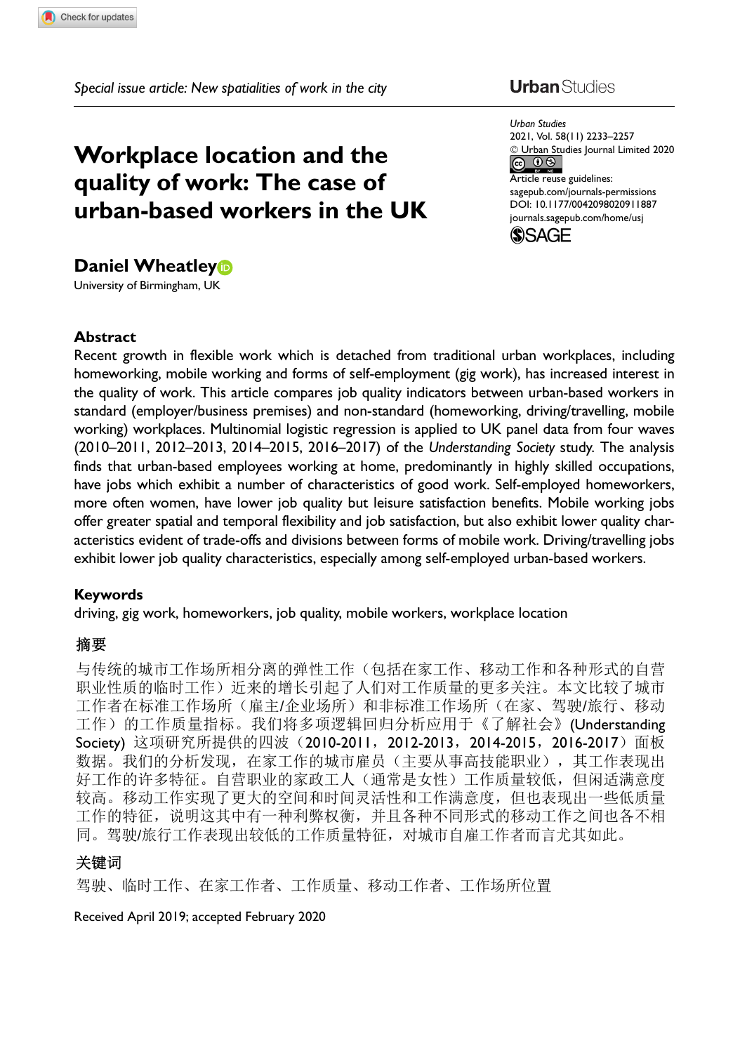Special issue article: New spatialities of work in the city

# Workplace location and the quality of work: The case of urban-based workers in the UK

**Daniel Wheatley**

University of Birmingham, UK

Urban Studies
2021, Vol. 58(11) 2233–2257
© Urban Studies Journal Limited 2020
Article reuse guidelines: sagepub.com/journals-permissions
DOI: 10.1177/0042098020911887
journals.sagepub.com/home/usj

## Abstract

Recent growth in flexible work which is detached from traditional urban workplaces, including homeworking, mobile working and forms of self-employment (gig work), has increased interest in the quality of work. This article compares job quality indicators between urban-based workers in standard (employer/business premises) and non-standard (homeworking, driving/travelling, mobile working) workplaces. Multinomial logistic regression is applied to UK panel data from four waves (2010–2011, 2012–2013, 2014–2015, 2016–2017) of the *Understanding Society* study. The analysis finds that urban-based employees working at home, predominantly in highly skilled occupations, have jobs which exhibit a number of characteristics of good work. Self-employed homeworkers, more often women, have lower job quality but leisure satisfaction benefits. Mobile working jobs offer greater spatial and temporal flexibility and job satisfaction, but also exhibit lower quality characteristics evident of trade-offs and divisions between forms of mobile work. Driving/travelling jobs exhibit lower job quality characteristics, especially among self-employed urban-based workers.

## Keywords

driving, gig work, homeworkers, job quality, mobile workers, workplace location

## 摘要

与传统的城市工作场所相分离的弹性工作（包括在家工作、移动工作和各种形式的自营职业性质的临时工作）近来的增长引起了人们对工作质量的更多关注。本文比较了城市工作者在标准工作场所（雇主/企业场所）和非标准工作场所（在家、驾驶/旅行、移动工作）的工作质量指标。我们将多项逻辑回归分析应用于《了解社会》(Understanding Society) 这项研究所提供的四波（2010-2011，2012-2013，2014-2015，2016-2017）面板数据。我们的分析发现，在家工作的城市雇员（主要从事高技能职业），其工作表现出好工作的许多特征。自营职业的家政工人（通常是女性）工作质量较低，但闲适满意度较高。移动工作实现了更大的空间和时间灵活性和工作满意度，但也表现出一些低质量工作的特征，说明这其中有一种利弊权衡，并且各种不同形式的移动工作之间也各不相同。驾驶/旅行工作表现出较低的工作质量特征，对城市自雇工作者而言尤其如此。

## 关键词

驾驶、临时工作、在家工作者、工作质量、移动工作者、工作场所位置

Received April 2019; accepted February 2020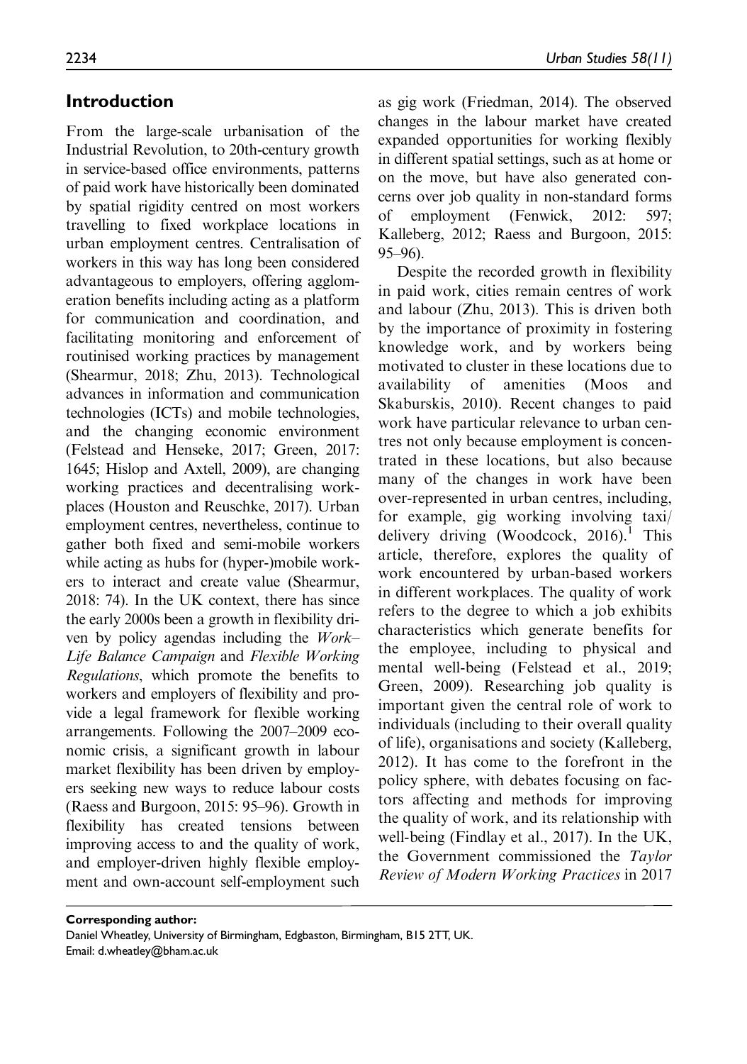## Introduction

From the large-scale urbanisation of the Industrial Revolution, to 20th-century growth in service-based office environments, patterns of paid work have historically been dominated by spatial rigidity centred on most workers travelling to fixed workplace locations in urban employment centres. Centralisation of workers in this way has long been considered advantageous to employers, offering agglomeration benefits including acting as a platform for communication and coordination, and facilitating monitoring and enforcement of routinised working practices by management (Shearmur, 2018; Zhu, 2013). Technological advances in information and communication technologies (ICTs) and mobile technologies, and the changing economic environment (Felstead and Henseke, 2017; Green, 2017: 1645; Hislop and Axtell, 2009), are changing working practices and decentralising workplaces (Houston and Reuschke, 2017). Urban employment centres, nevertheless, continue to gather both fixed and semi-mobile workers while acting as hubs for (hyper-)mobile workers to interact and create value (Shearmur, 2018: 74). In the UK context, there has since the early 2000s been a growth in flexibility driven by policy agendas including the *Work–Life Balance Campaign* and *Flexible Working Regulations*, which promote the benefits to workers and employers of flexibility and provide a legal framework for flexible working arrangements. Following the 2007–2009 economic crisis, a significant growth in labour market flexibility has been driven by employers seeking new ways to reduce labour costs (Raess and Burgoon, 2015: 95–96). Growth in flexibility has created tensions between improving access to and the quality of work, and employer-driven highly flexible employment and own-account self-employment such as gig work (Friedman, 2014). The observed changes in the labour market have created expanded opportunities for working flexibly in different spatial settings, such as at home or on the move, but have also generated concerns over job quality in non-standard forms of employment (Fenwick, 2012: 597; Kalleberg, 2012; Raess and Burgoon, 2015: 95–96).

Despite the recorded growth in flexibility in paid work, cities remain centres of work and labour (Zhu, 2013). This is driven both by the importance of proximity in fostering knowledge work, and by workers being motivated to cluster in these locations due to availability of amenities (Moos and Skaburskis, 2010). Recent changes to paid work have particular relevance to urban centres not only because employment is concentrated in these locations, but also because many of the changes in work have been over-represented in urban centres, including, for example, gig working involving taxi/delivery driving (Woodcock, 2016).[1] This article, therefore, explores the quality of work encountered by urban-based workers in different workplaces. The quality of work refers to the degree to which a job exhibits characteristics which generate benefits for the employee, including to physical and mental well-being (Felstead et al., 2019; Green, 2009). Researching job quality is important given the central role of work to individuals (including to their overall quality of life), organisations and society (Kalleberg, 2012). It has come to the forefront in the policy sphere, with debates focusing on factors affecting and methods for improving the quality of work, and its relationship with well-being (Findlay et al., 2017). In the UK, the Government commissioned the *Taylor Review of Modern Working Practices* in 2017

**Corresponding author:**
Daniel Wheatley, University of Birmingham, Edgbaston, Birmingham, B15 2TT, UK.
Email: d.wheatley@bham.ac.uk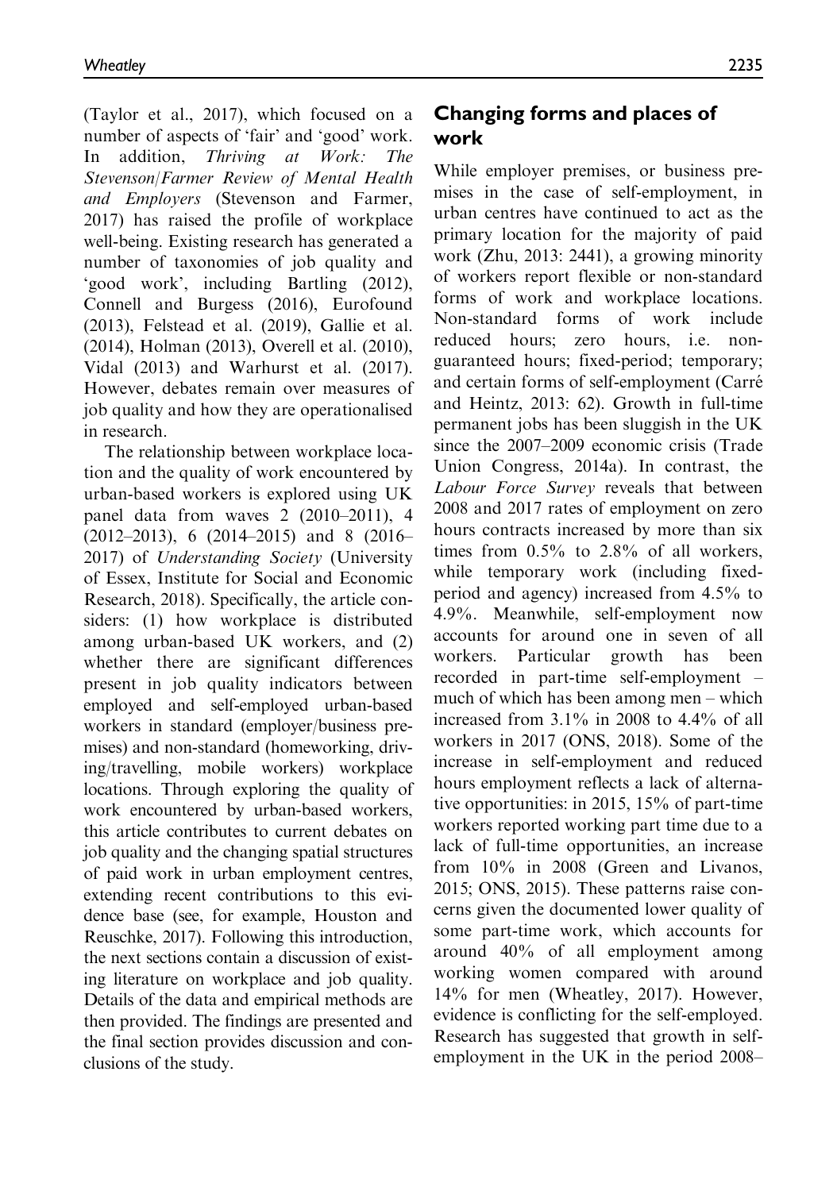(Taylor et al., 2017), which focused on a number of aspects of 'fair' and 'good' work. In addition, *Thriving at Work: The Stevenson/Farmer Review of Mental Health and Employers* (Stevenson and Farmer, 2017) has raised the profile of workplace well-being. Existing research has generated a number of taxonomies of job quality and 'good work', including Bartling (2012), Connell and Burgess (2016), Eurofound (2013), Felstead et al. (2019), Gallie et al. (2014), Holman (2013), Overell et al. (2010), Vidal (2013) and Warhurst et al. (2017). However, debates remain over measures of job quality and how they are operationalised in research.

The relationship between workplace location and the quality of work encountered by urban-based workers is explored using UK panel data from waves 2 (2010–2011), 4 (2012–2013), 6 (2014–2015) and 8 (2016–2017) of *Understanding Society* (University of Essex, Institute for Social and Economic Research, 2018). Specifically, the article considers: (1) how workplace is distributed among urban-based UK workers, and (2) whether there are significant differences present in job quality indicators between employed and self-employed urban-based workers in standard (employer/business premises) and non-standard (homeworking, driving/travelling, mobile workers) workplace locations. Through exploring the quality of work encountered by urban-based workers, this article contributes to current debates on job quality and the changing spatial structures of paid work in urban employment centres, extending recent contributions to this evidence base (see, for example, Houston and Reuschke, 2017). Following this introduction, the next sections contain a discussion of existing literature on workplace and job quality. Details of the data and empirical methods are then provided. The findings are presented and the final section provides discussion and conclusions of the study.

## Changing forms and places of work

While employer premises, or business premises in the case of self-employment, in urban centres have continued to act as the primary location for the majority of paid work (Zhu, 2013: 2441), a growing minority of workers report flexible or non-standard forms of work and workplace locations. Non-standard forms of work include reduced hours; zero hours, i.e. non-guaranteed hours; fixed-period; temporary; and certain forms of self-employment (Carré and Heintz, 2013: 62). Growth in full-time permanent jobs has been sluggish in the UK since the 2007–2009 economic crisis (Trade Union Congress, 2014a). In contrast, the *Labour Force Survey* reveals that between 2008 and 2017 rates of employment on zero hours contracts increased by more than six times from 0.5% to 2.8% of all workers, while temporary work (including fixed-period and agency) increased from 4.5% to 4.9%. Meanwhile, self-employment now accounts for around one in seven of all workers. Particular growth has been recorded in part-time self-employment – much of which has been among men – which increased from 3.1% in 2008 to 4.4% of all workers in 2017 (ONS, 2018). Some of the increase in self-employment and reduced hours employment reflects a lack of alternative opportunities: in 2015, 15% of part-time workers reported working part time due to a lack of full-time opportunities, an increase from 10% in 2008 (Green and Livanos, 2015; ONS, 2015). These patterns raise concerns given the documented lower quality of some part-time work, which accounts for around 40% of all employment among working women compared with around 14% for men (Wheatley, 2017). However, evidence is conflicting for the self-employed. Research has suggested that growth in self-employment in the UK in the period 2008–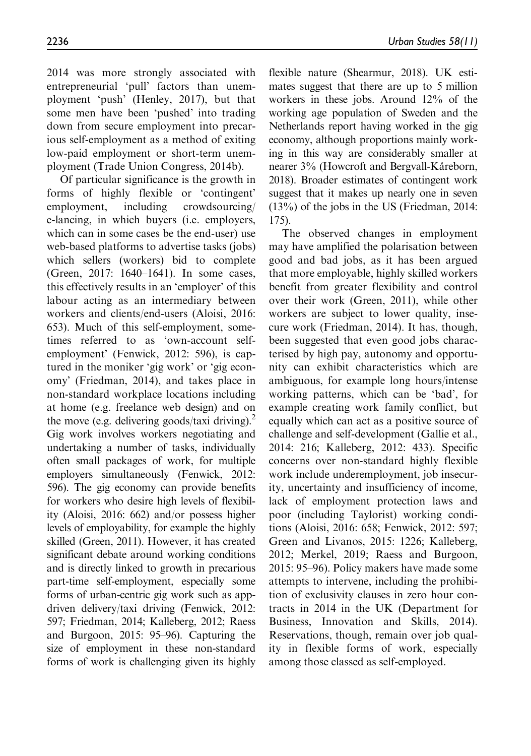2014 was more strongly associated with entrepreneurial 'pull' factors than unemployment 'push' (Henley, 2017), but that some men have been 'pushed' into trading down from secure employment into precarious self-employment as a method of exiting low-paid employment or short-term unemployment (Trade Union Congress, 2014b).

Of particular significance is the growth in forms of highly flexible or 'contingent' employment, including crowdsourcing/ e-lancing, in which buyers (i.e. employers, which can in some cases be the end-user) use web-based platforms to advertise tasks (jobs) which sellers (workers) bid to complete (Green, 2017: 1640–1641). In some cases, this effectively results in an 'employer' of this labour acting as an intermediary between workers and clients/end-users (Aloisi, 2016: 653). Much of this self-employment, sometimes referred to as 'own-account self-employment' (Fenwick, 2012: 596), is captured in the moniker 'gig work' or 'gig economy' (Friedman, 2014), and takes place in non-standard workplace locations including at home (e.g. freelance web design) and on the move (e.g. delivering goods/taxi driving).[2] Gig work involves workers negotiating and undertaking a number of tasks, individually often small packages of work, for multiple employers simultaneously (Fenwick, 2012: 596). The gig economy can provide benefits for workers who desire high levels of flexibility (Aloisi, 2016: 662) and/or possess higher levels of employability, for example the highly skilled (Green, 2011). However, it has created significant debate around working conditions and is directly linked to growth in precarious part-time self-employment, especially some forms of urban-centric gig work such as app-driven delivery/taxi driving (Fenwick, 2012: 597; Friedman, 2014; Kalleberg, 2012; Raess and Burgoon, 2015: 95–96). Capturing the size of employment in these non-standard forms of work is challenging given its highly flexible nature (Shearmur, 2018). UK estimates suggest that there are up to 5 million workers in these jobs. Around 12% of the working age population of Sweden and the Netherlands report having worked in the gig economy, although proportions mainly working in this way are considerably smaller at nearer 3% (Howcroft and Bergvall-Kåreborn, 2018). Broader estimates of contingent work suggest that it makes up nearly one in seven (13%) of the jobs in the US (Friedman, 2014: 175).

The observed changes in employment may have amplified the polarisation between good and bad jobs, as it has been argued that more employable, highly skilled workers benefit from greater flexibility and control over their work (Green, 2011), while other workers are subject to lower quality, insecure work (Friedman, 2014). It has, though, been suggested that even good jobs characterised by high pay, autonomy and opportunity can exhibit characteristics which are ambiguous, for example long hours/intense working patterns, which can be 'bad', for example creating work–family conflict, but equally which can act as a positive source of challenge and self-development (Gallie et al., 2014: 216; Kalleberg, 2012: 433). Specific concerns over non-standard highly flexible work include underemployment, job insecurity, uncertainty and insufficiency of income, lack of employment protection laws and poor (including Taylorist) working conditions (Aloisi, 2016: 658; Fenwick, 2012: 597; Green and Livanos, 2015: 1226; Kalleberg, 2012; Merkel, 2019; Raess and Burgoon, 2015: 95–96). Policy makers have made some attempts to intervene, including the prohibition of exclusivity clauses in zero hour contracts in 2014 in the UK (Department for Business, Innovation and Skills, 2014). Reservations, though, remain over job quality in flexible forms of work, especially among those classed as self-employed.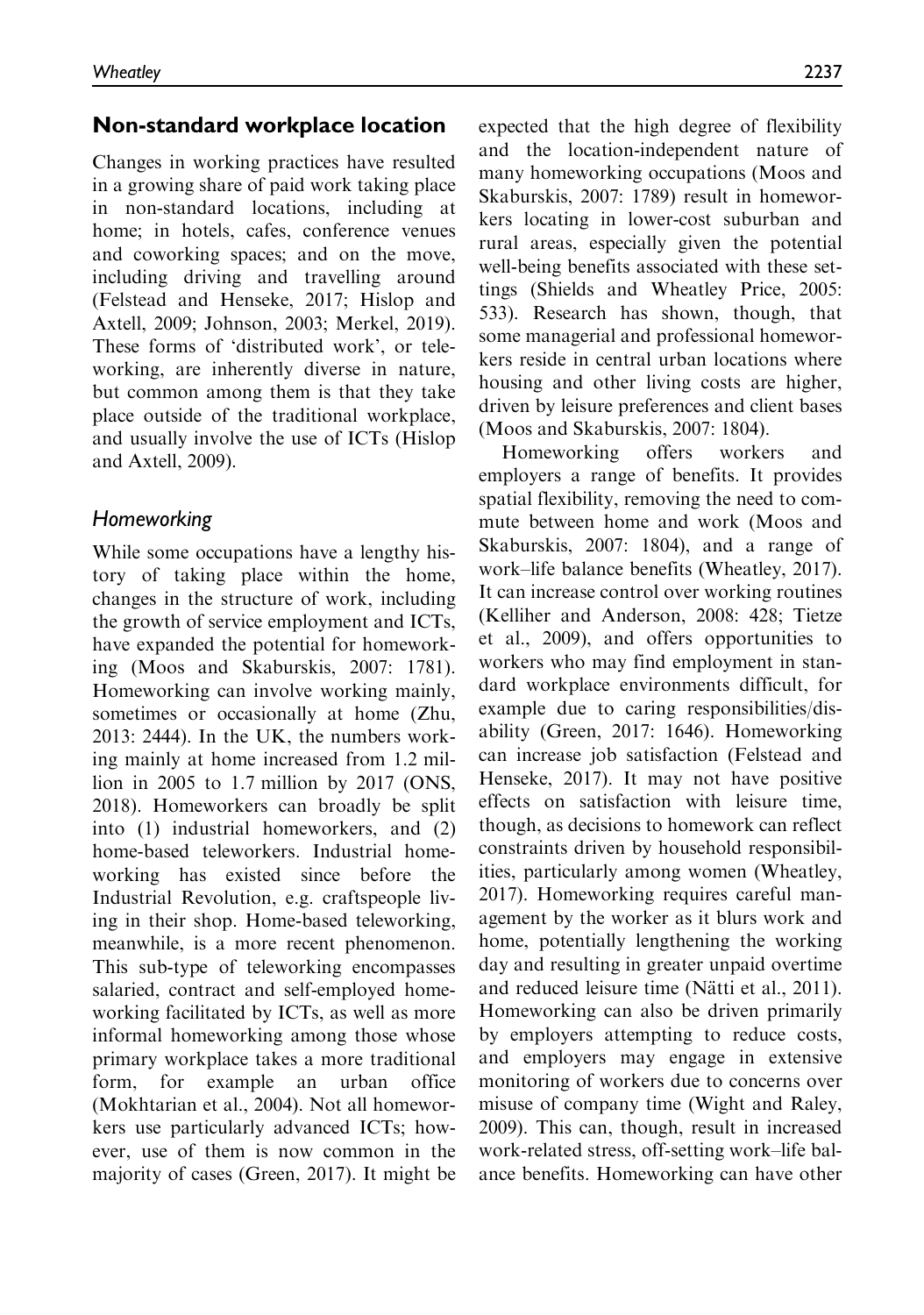## Non-standard workplace location

Changes in working practices have resulted in a growing share of paid work taking place in non-standard locations, including at home; in hotels, cafes, conference venues and coworking spaces; and on the move, including driving and travelling around (Felstead and Henseke, 2017; Hislop and Axtell, 2009; Johnson, 2003; Merkel, 2019). These forms of 'distributed work', or teleworking, are inherently diverse in nature, but common among them is that they take place outside of the traditional workplace, and usually involve the use of ICTs (Hislop and Axtell, 2009).

### *Homeworking*

While some occupations have a lengthy history of taking place within the home, changes in the structure of work, including the growth of service employment and ICTs, have expanded the potential for homeworking (Moos and Skaburskis, 2007: 1781). Homeworking can involve working mainly, sometimes or occasionally at home (Zhu, 2013: 2444). In the UK, the numbers working mainly at home increased from 1.2 million in 2005 to 1.7 million by 2017 (ONS, 2018). Homeworkers can broadly be split into (1) industrial homeworkers, and (2) home-based teleworkers. Industrial homeworking has existed since before the Industrial Revolution, e.g. craftspeople living in their shop. Home-based teleworking, meanwhile, is a more recent phenomenon. This sub-type of teleworking encompasses salaried, contract and self-employed homeworking facilitated by ICTs, as well as more informal homeworking among those whose primary workplace takes a more traditional form, for example an urban office (Mokhtarian et al., 2004). Not all homeworkers use particularly advanced ICTs; however, use of them is now common in the majority of cases (Green, 2017). It might be expected that the high degree of flexibility and the location-independent nature of many homeworking occupations (Moos and Skaburskis, 2007: 1789) result in homeworkers locating in lower-cost suburban and rural areas, especially given the potential well-being benefits associated with these settings (Shields and Wheatley Price, 2005: 533). Research has shown, though, that some managerial and professional homeworkers reside in central urban locations where housing and other living costs are higher, driven by leisure preferences and client bases (Moos and Skaburskis, 2007: 1804).

Homeworking offers workers and employers a range of benefits. It provides spatial flexibility, removing the need to commute between home and work (Moos and Skaburskis, 2007: 1804), and a range of work–life balance benefits (Wheatley, 2017). It can increase control over working routines (Kelliher and Anderson, 2008: 428; Tietze et al., 2009), and offers opportunities to workers who may find employment in standard workplace environments difficult, for example due to caring responsibilities/disability (Green, 2017: 1646). Homeworking can increase job satisfaction (Felstead and Henseke, 2017). It may not have positive effects on satisfaction with leisure time, though, as decisions to homework can reflect constraints driven by household responsibilities, particularly among women (Wheatley, 2017). Homeworking requires careful management by the worker as it blurs work and home, potentially lengthening the working day and resulting in greater unpaid overtime and reduced leisure time (Nätti et al., 2011). Homeworking can also be driven primarily by employers attempting to reduce costs, and employers may engage in extensive monitoring of workers due to concerns over misuse of company time (Wight and Raley, 2009). This can, though, result in increased work-related stress, off-setting work–life balance benefits. Homeworking can have other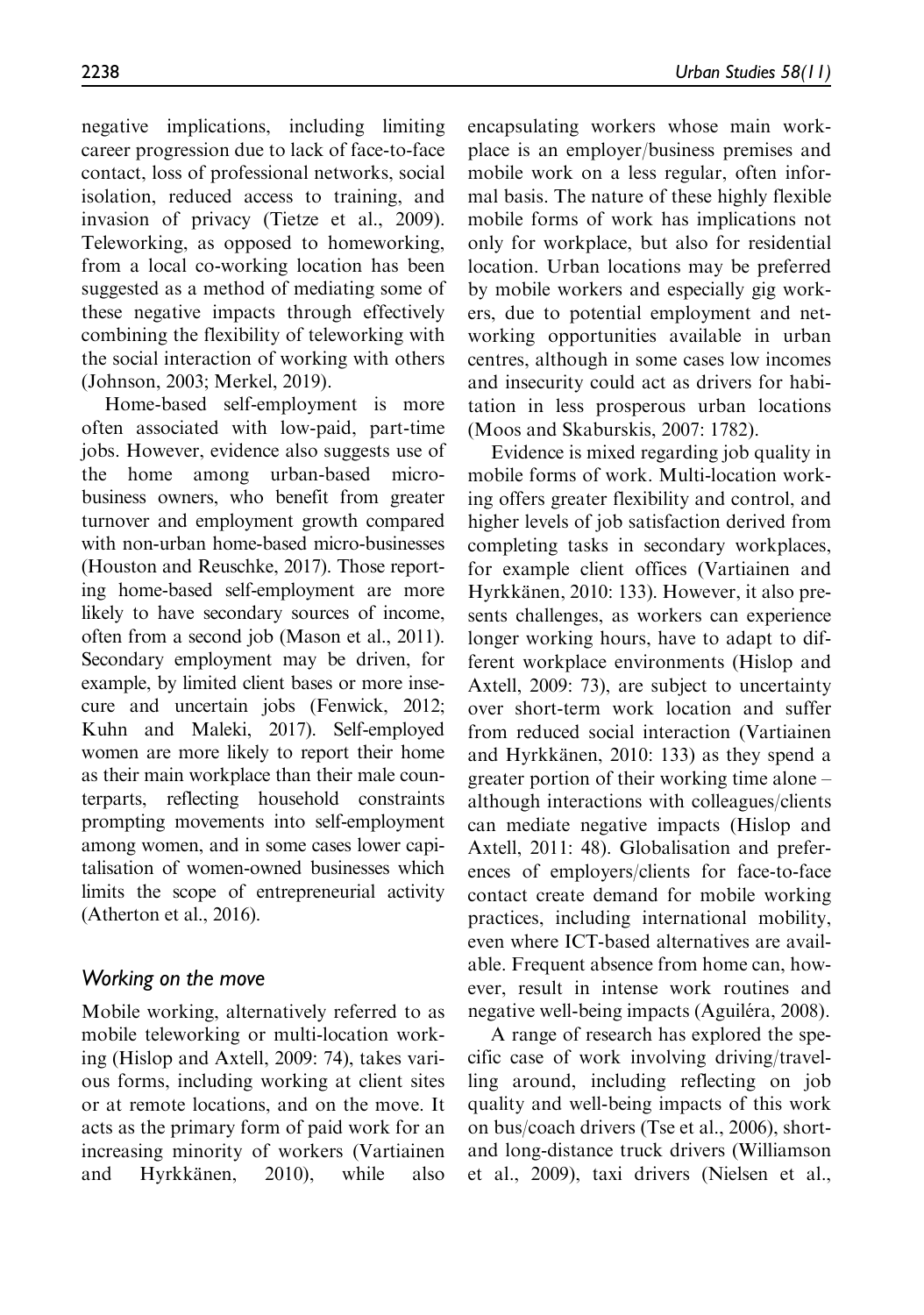negative implications, including limiting career progression due to lack of face-to-face contact, loss of professional networks, social isolation, reduced access to training, and invasion of privacy (Tietze et al., 2009). Teleworking, as opposed to homeworking, from a local co-working location has been suggested as a method of mediating some of these negative impacts through effectively combining the flexibility of teleworking with the social interaction of working with others (Johnson, 2003; Merkel, 2019).

Home-based self-employment is more often associated with low-paid, part-time jobs. However, evidence also suggests use of the home among urban-based micro-business owners, who benefit from greater turnover and employment growth compared with non-urban home-based micro-businesses (Houston and Reuschke, 2017). Those reporting home-based self-employment are more likely to have secondary sources of income, often from a second job (Mason et al., 2011). Secondary employment may be driven, for example, by limited client bases or more insecure and uncertain jobs (Fenwick, 2012; Kuhn and Maleki, 2017). Self-employed women are more likely to report their home as their main workplace than their male counterparts, reflecting household constraints prompting movements into self-employment among women, and in some cases lower capitalisation of women-owned businesses which limits the scope of entrepreneurial activity (Atherton et al., 2016).

## *Working on the move*

Mobile working, alternatively referred to as mobile teleworking or multi-location working (Hislop and Axtell, 2009: 74), takes various forms, including working at client sites or at remote locations, and on the move. It acts as the primary form of paid work for an increasing minority of workers (Vartiainen and Hyrkkänen, 2010), while also encapsulating workers whose main workplace is an employer/business premises and mobile work on a less regular, often informal basis. The nature of these highly flexible mobile forms of work has implications not only for workplace, but also for residential location. Urban locations may be preferred by mobile workers and especially gig workers, due to potential employment and networking opportunities available in urban centres, although in some cases low incomes and insecurity could act as drivers for habitation in less prosperous urban locations (Moos and Skaburskis, 2007: 1782).

Evidence is mixed regarding job quality in mobile forms of work. Multi-location working offers greater flexibility and control, and higher levels of job satisfaction derived from completing tasks in secondary workplaces, for example client offices (Vartiainen and Hyrkkänen, 2010: 133). However, it also presents challenges, as workers can experience longer working hours, have to adapt to different workplace environments (Hislop and Axtell, 2009: 73), are subject to uncertainty over short-term work location and suffer from reduced social interaction (Vartiainen and Hyrkkänen, 2010: 133) as they spend a greater portion of their working time alone – although interactions with colleagues/clients can mediate negative impacts (Hislop and Axtell, 2011: 48). Globalisation and preferences of employers/clients for face-to-face contact create demand for mobile working practices, including international mobility, even where ICT-based alternatives are available. Frequent absence from home can, however, result in intense work routines and negative well-being impacts (Aguiléra, 2008).

A range of research has explored the specific case of work involving driving/travelling around, including reflecting on job quality and well-being impacts of this work on bus/coach drivers (Tse et al., 2006), short- and long-distance truck drivers (Williamson et al., 2009), taxi drivers (Nielsen et al.,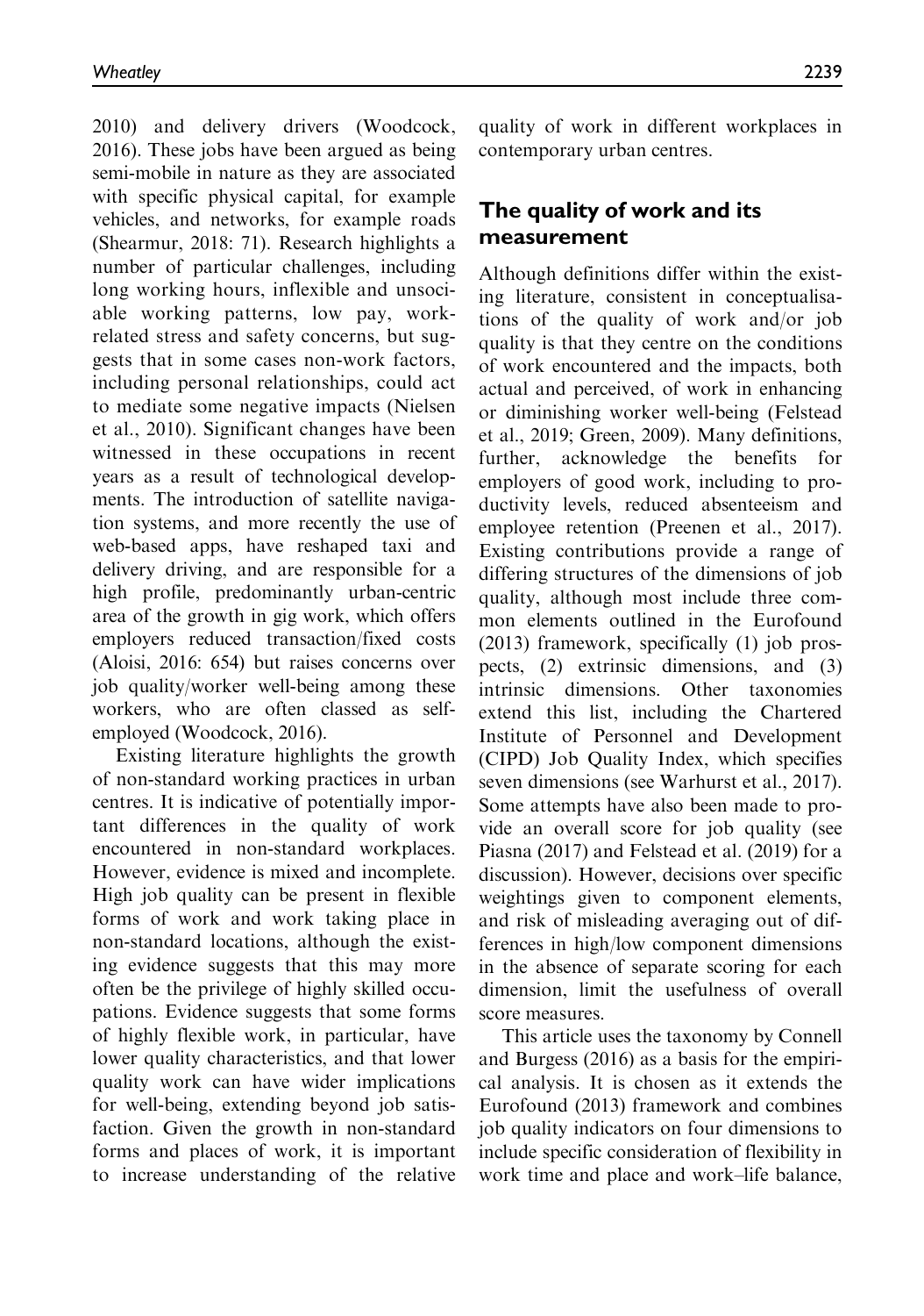2010) and delivery drivers (Woodcock, 2016). These jobs have been argued as being semi-mobile in nature as they are associated with specific physical capital, for example vehicles, and networks, for example roads (Shearmur, 2018: 71). Research highlights a number of particular challenges, including long working hours, inflexible and unsociable working patterns, low pay, work-related stress and safety concerns, but suggests that in some cases non-work factors, including personal relationships, could act to mediate some negative impacts (Nielsen et al., 2010). Significant changes have been witnessed in these occupations in recent years as a result of technological developments. The introduction of satellite navigation systems, and more recently the use of web-based apps, have reshaped taxi and delivery driving, and are responsible for a high profile, predominantly urban-centric area of the growth in gig work, which offers employers reduced transaction/fixed costs (Aloisi, 2016: 654) but raises concerns over job quality/worker well-being among these workers, who are often classed as self-employed (Woodcock, 2016).

Existing literature highlights the growth of non-standard working practices in urban centres. It is indicative of potentially important differences in the quality of work encountered in non-standard workplaces. However, evidence is mixed and incomplete. High job quality can be present in flexible forms of work and work taking place in non-standard locations, although the existing evidence suggests that this may more often be the privilege of highly skilled occupations. Evidence suggests that some forms of highly flexible work, in particular, have lower quality characteristics, and that lower quality work can have wider implications for well-being, extending beyond job satisfaction. Given the growth in non-standard forms and places of work, it is important to increase understanding of the relative quality of work in different workplaces in contemporary urban centres.

## The quality of work and its measurement

Although definitions differ within the existing literature, consistent in conceptualisations of the quality of work and/or job quality is that they centre on the conditions of work encountered and the impacts, both actual and perceived, of work in enhancing or diminishing worker well-being (Felstead et al., 2019; Green, 2009). Many definitions, further, acknowledge the benefits for employers of good work, including to productivity levels, reduced absenteeism and employee retention (Preenen et al., 2017). Existing contributions provide a range of differing structures of the dimensions of job quality, although most include three common elements outlined in the Eurofound (2013) framework, specifically (1) job prospects, (2) extrinsic dimensions, and (3) intrinsic dimensions. Other taxonomies extend this list, including the Chartered Institute of Personnel and Development (CIPD) Job Quality Index, which specifies seven dimensions (see Warhurst et al., 2017). Some attempts have also been made to provide an overall score for job quality (see Piasna (2017) and Felstead et al. (2019) for a discussion). However, decisions over specific weightings given to component elements, and risk of misleading averaging out of differences in high/low component dimensions in the absence of separate scoring for each dimension, limit the usefulness of overall score measures.

This article uses the taxonomy by Connell and Burgess (2016) as a basis for the empirical analysis. It is chosen as it extends the Eurofound (2013) framework and combines job quality indicators on four dimensions to include specific consideration of flexibility in work time and place and work–life balance,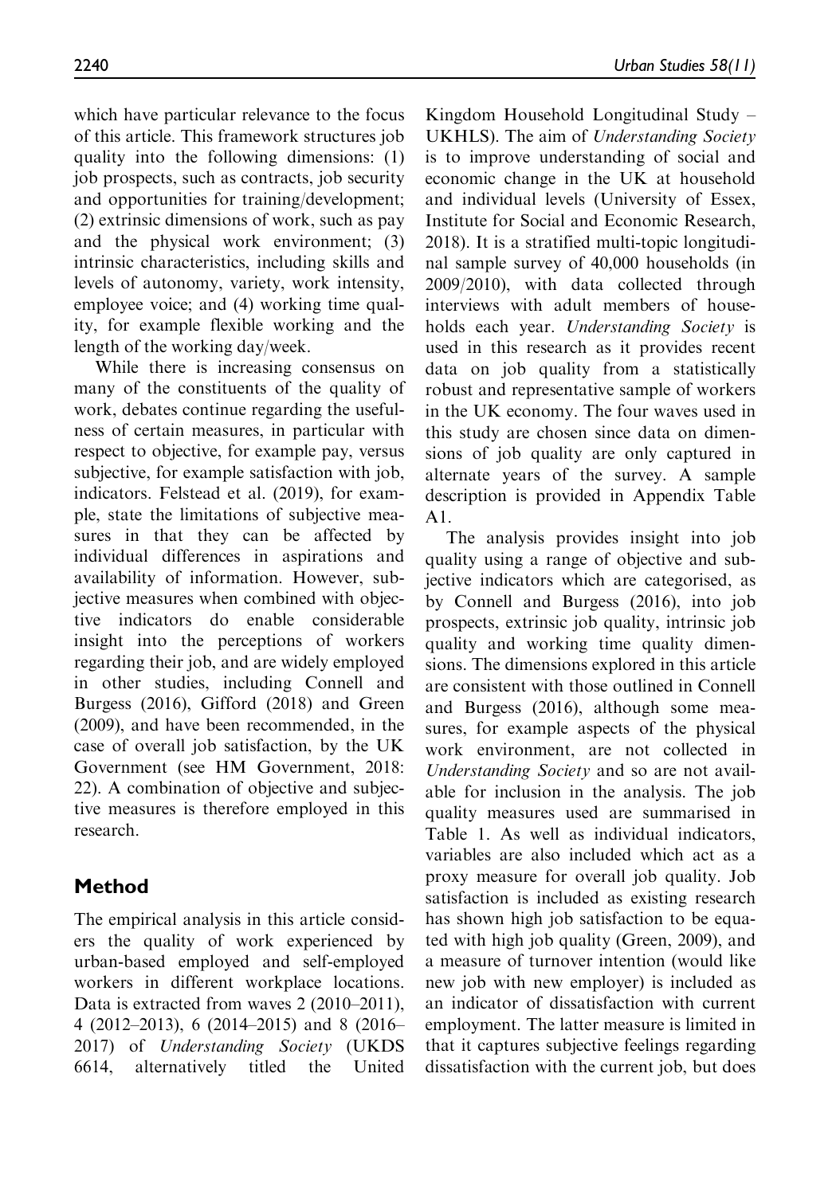which have particular relevance to the focus of this article. This framework structures job quality into the following dimensions: (1) job prospects, such as contracts, job security and opportunities for training/development; (2) extrinsic dimensions of work, such as pay and the physical work environment; (3) intrinsic characteristics, including skills and levels of autonomy, variety, work intensity, employee voice; and (4) working time quality, for example flexible working and the length of the working day/week.

While there is increasing consensus on many of the constituents of the quality of work, debates continue regarding the usefulness of certain measures, in particular with respect to objective, for example pay, versus subjective, for example satisfaction with job, indicators. Felstead et al. (2019), for example, state the limitations of subjective measures in that they can be affected by individual differences in aspirations and availability of information. However, subjective measures when combined with objective indicators do enable considerable insight into the perceptions of workers regarding their job, and are widely employed in other studies, including Connell and Burgess (2016), Gifford (2018) and Green (2009), and have been recommended, in the case of overall job satisfaction, by the UK Government (see HM Government, 2018: 22). A combination of objective and subjective measures is therefore employed in this research.

## Method

The empirical analysis in this article considers the quality of work experienced by urban-based employed and self-employed workers in different workplace locations. Data is extracted from waves 2 (2010–2011), 4 (2012–2013), 6 (2014–2015) and 8 (2016–2017) of *Understanding Society* (UKDS 6614, alternatively titled the United Kingdom Household Longitudinal Study – UKHLS). The aim of *Understanding Society* is to improve understanding of social and economic change in the UK at household and individual levels (University of Essex, Institute for Social and Economic Research, 2018). It is a stratified multi-topic longitudinal sample survey of 40,000 households (in 2009/2010), with data collected through interviews with adult members of households each year. *Understanding Society* is used in this research as it provides recent data on job quality from a statistically robust and representative sample of workers in the UK economy. The four waves used in this study are chosen since data on dimensions of job quality are only captured in alternate years of the survey. A sample description is provided in Appendix Table A1.

The analysis provides insight into job quality using a range of objective and subjective indicators which are categorised, as by Connell and Burgess (2016), into job prospects, extrinsic job quality, intrinsic job quality and working time quality dimensions. The dimensions explored in this article are consistent with those outlined in Connell and Burgess (2016), although some measures, for example aspects of the physical work environment, are not collected in *Understanding Society* and so are not available for inclusion in the analysis. The job quality measures used are summarised in Table 1. As well as individual indicators, variables are also included which act as a proxy measure for overall job quality. Job satisfaction is included as existing research has shown high job satisfaction to be equated with high job quality (Green, 2009), and a measure of turnover intention (would like new job with new employer) is included as an indicator of dissatisfaction with current employment. The latter measure is limited in that it captures subjective feelings regarding dissatisfaction with the current job, but does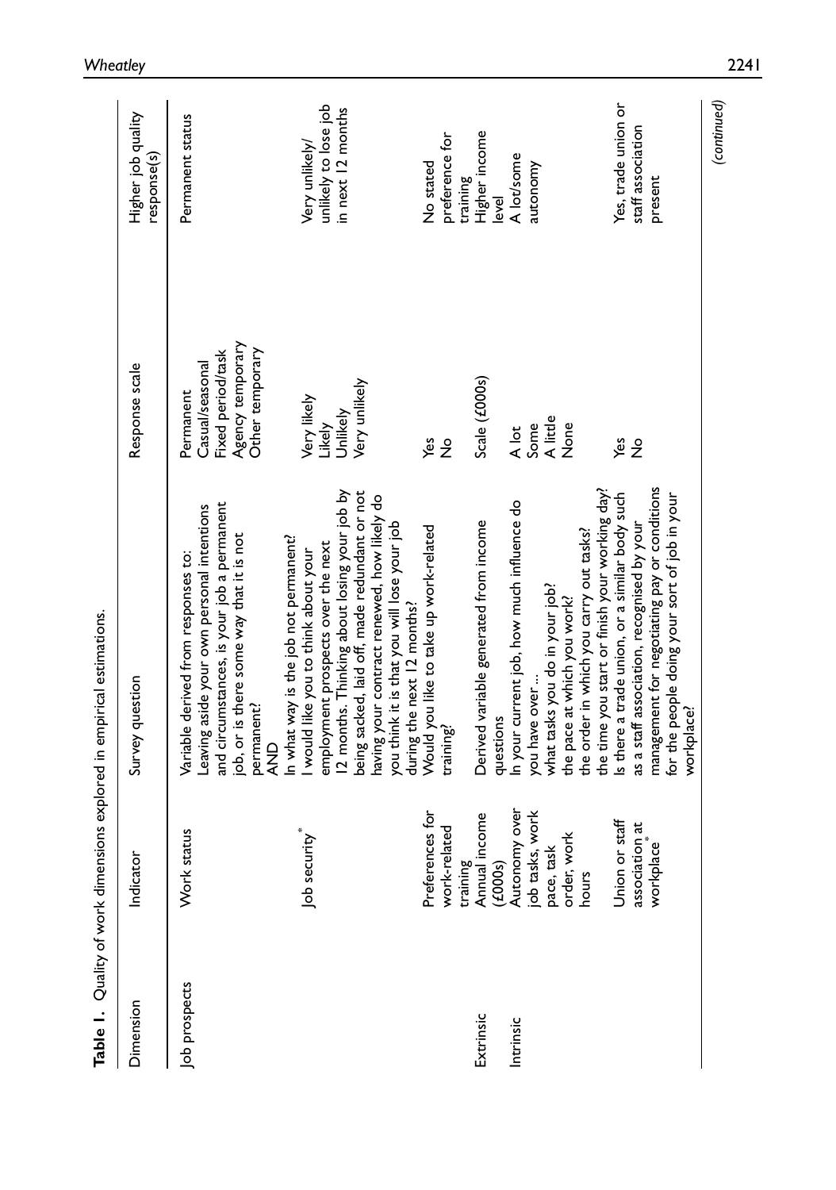**Table 1.** Quality of work dimensions explored in empirical estimations.

| Dimension | Indicator | Survey question | Response scale | Higher job quality response(s) |
|---|---|---|---|---|
| Job prospects | Work status | Variable derived from responses to: Leaving aside your own personal intentions and circumstances, is your job a permanent job, or is there some way that it is not permanent? AND In what way is the job not permanent? | Permanent<br>Casual/seasonal<br>Fixed period/task<br>Agency temporary<br>Other temporary | Permanent status |
| | Job security* | I would like you to think about your employment prospects over the next 12 months. Thinking about losing your job by being sacked, laid off, made redundant or not having your contract renewed, how likely do you think it is that you will lose your job during the next 12 months? | Very likely<br>Likely<br>Unlikely<br>Very unlikely | Very unlikely/ unlikely to lose job in next 12 months |
| | Preferences for work-related training | Would you like to take up work-related training? | Yes<br>No | No stated preference for training |
| Extrinsic | Annual income (£000s) | Derived variable generated from income questions | Scale (£000s) | Higher income level |
| Intrinsic | Autonomy over job tasks, work pace, task order, work hours | In your current job, how much influence do you have over ...<br>what tasks you do in your job?<br>the pace at which you work?<br>the order in which you carry out tasks?<br>the time you start or finish your working day? | A lot<br>Some<br>A little<br>None | A lot/some autonomy |
| | Union or staff association at workplace* | Is there a trade union, or a similar body such as a staff association, recognised by your management for negotiating pay or conditions for the people doing your sort of job in your workplace? | Yes<br>No | Yes, trade union or staff association present |

*(continued)*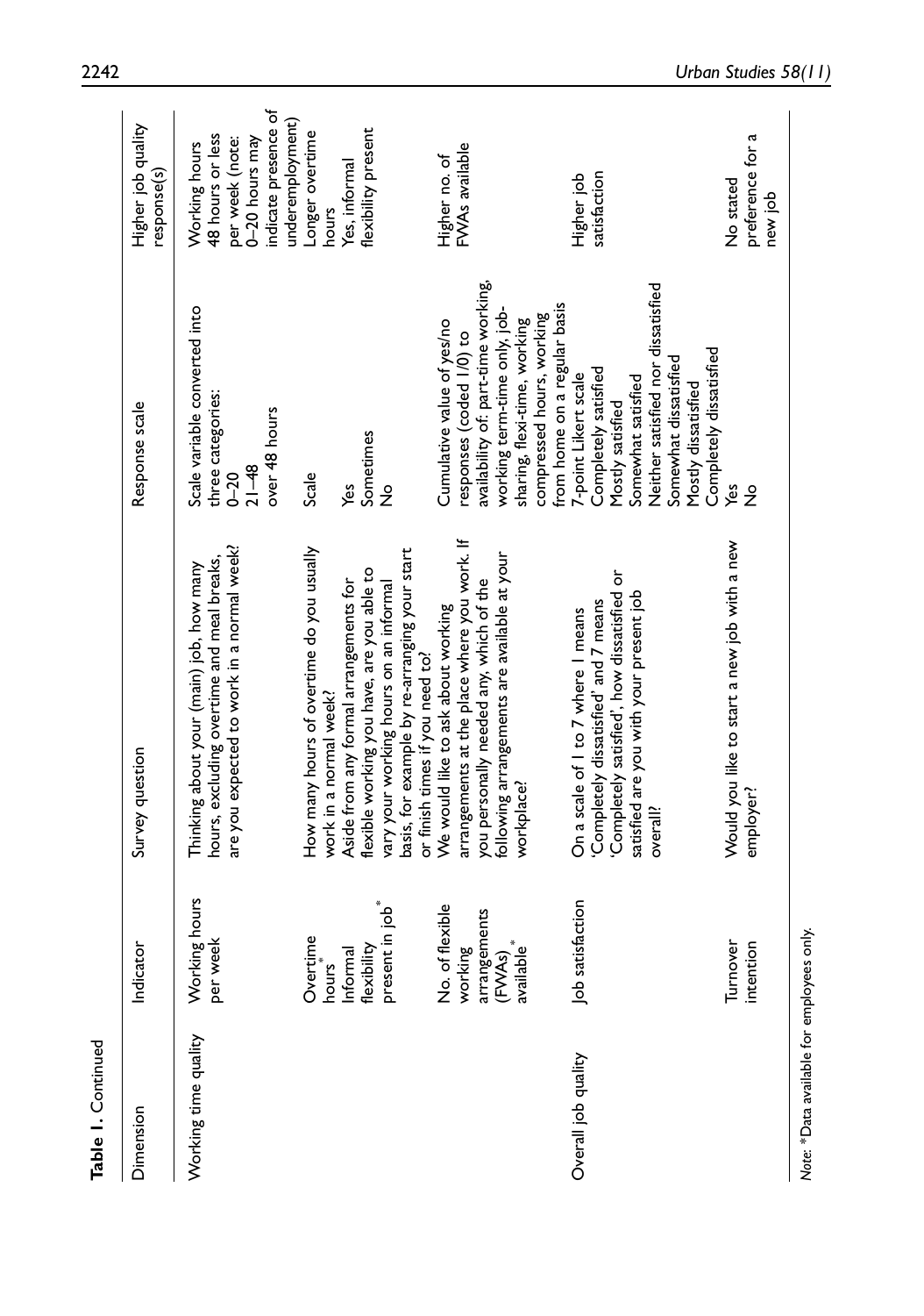**Table 1.** Continued

| Dimension | Indicator | Survey question | Response scale | Higher job quality response(s) |
|---|---|---|---|---|
| Working time quality | Working hours per week | Thinking about your (main) job, how many hours, excluding overtime and meal breaks, are you expected to work in a normal week? | Scale variable converted into three categories: 0–20 21–48 over 48 hours | Working hours 48 hours or less per week (note: 0–20 hours may indicate presence of underemployment) |
| | Overtime hours* | How many hours of overtime do you usually work in a normal week? | Scale | Longer overtime hours |
| | Informal flexibility present in job* | Aside from any formal arrangements for flexible working you have, are you able to vary your working hours on an informal basis, for example by re-arranging your start or finish times if you need to? | Yes Sometimes No | Yes, informal flexibility present |
| | No. of flexible working arrangements (FWAs) available* | We would like to ask about working arrangements at the place where you work. If you personally needed any, which of the following arrangements are available at your workplace? | Cumulative value of yes/no responses (coded 1/0) to availability of: part-time working, working term-time only, job-sharing, flexi-time, working compressed hours, working from home on a regular basis | Higher no. of FWAs available |
| Overall job quality | Job satisfaction | On a scale of 1 to 7 where 1 means 'Completely dissatisfied' and 7 means 'Completely satisfied', how dissatisfied or satisfied are you with your present job overall? | 7-point Likert scale Completely satisfied Mostly satisfied Somewhat satisfied Neither satisfied nor dissatisfied Somewhat dissatisfied Mostly dissatisfied Completely dissatisfied | Higher job satisfaction |
| | Turnover intention | Would you like to start a new job with a new employer? | Yes No | No stated preference for a new job |

*Note*: *Data available for employees only.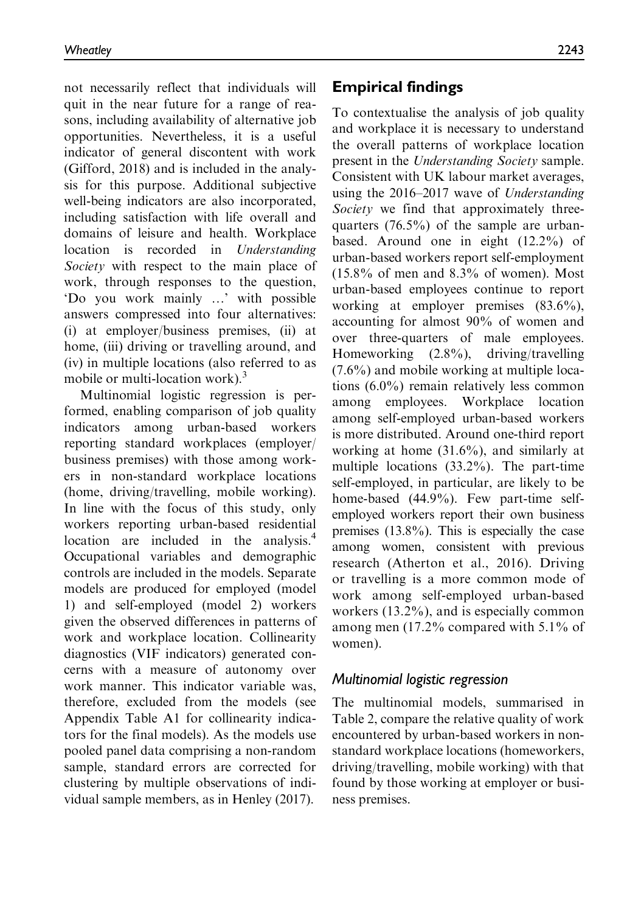not necessarily reflect that individuals will quit in the near future for a range of reasons, including availability of alternative job opportunities. Nevertheless, it is a useful indicator of general discontent with work (Gifford, 2018) and is included in the analysis for this purpose. Additional subjective well-being indicators are also incorporated, including satisfaction with life overall and domains of leisure and health. Workplace location is recorded in *Understanding Society* with respect to the main place of work, through responses to the question, 'Do you work mainly …' with possible answers compressed into four alternatives: (i) at employer/business premises, (ii) at home, (iii) driving or travelling around, and (iv) in multiple locations (also referred to as mobile or multi-location work).[3]

Multinomial logistic regression is performed, enabling comparison of job quality indicators among urban-based workers reporting standard workplaces (employer/business premises) with those among workers in non-standard workplace locations (home, driving/travelling, mobile working). In line with the focus of this study, only workers reporting urban-based residential location are included in the analysis.[4] Occupational variables and demographic controls are included in the models. Separate models are produced for employed (model 1) and self-employed (model 2) workers given the observed differences in patterns of work and workplace location. Collinearity diagnostics (VIF indicators) generated concerns with a measure of autonomy over work manner. This indicator variable was, therefore, excluded from the models (see Appendix Table A1 for collinearity indicators for the final models). As the models use pooled panel data comprising a non-random sample, standard errors are corrected for clustering by multiple observations of individual sample members, as in Henley (2017).

## Empirical findings

To contextualise the analysis of job quality and workplace it is necessary to understand the overall patterns of workplace location present in the *Understanding Society* sample. Consistent with UK labour market averages, using the 2016–2017 wave of *Understanding Society* we find that approximately three-quarters (76.5%) of the sample are urban-based. Around one in eight (12.2%) of urban-based workers report self-employment (15.8% of men and 8.3% of women). Most urban-based employees continue to report working at employer premises (83.6%), accounting for almost 90% of women and over three-quarters of male employees. Homeworking (2.8%), driving/travelling (7.6%) and mobile working at multiple locations (6.0%) remain relatively less common among employees. Workplace location among self-employed urban-based workers is more distributed. Around one-third report working at home (31.6%), and similarly at multiple locations (33.2%). The part-time self-employed, in particular, are likely to be home-based (44.9%). Few part-time self-employed workers report their own business premises (13.8%). This is especially the case among women, consistent with previous research (Atherton et al., 2016). Driving or travelling is a more common mode of work among self-employed urban-based workers (13.2%), and is especially common among men (17.2% compared with 5.1% of women).

### Multinomial logistic regression

The multinomial models, summarised in Table 2, compare the relative quality of work encountered by urban-based workers in non-standard workplace locations (homeworkers, driving/travelling, mobile working) with that found by those working at employer or business premises.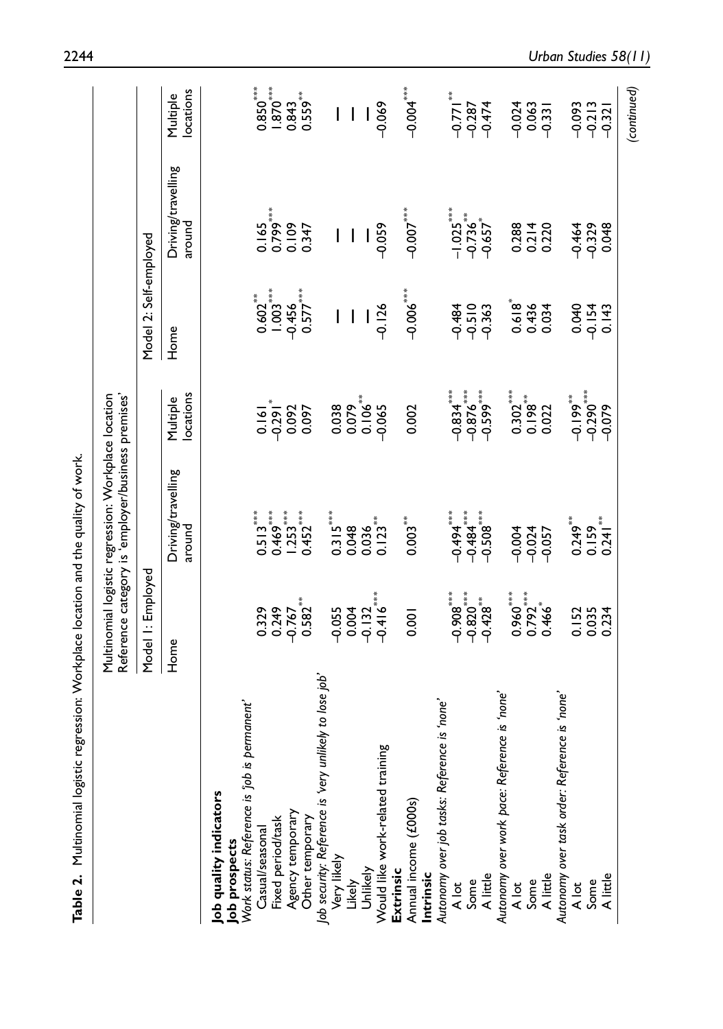**Table 2.** Multinomial logistic regression: Workplace location and the quality of work.

| | Multinomial logistic regression: Workplace location Reference category is 'employer/business premises' | | | | | |
|---|---|---|---|---|---|---|
| | Model 1: Employed | | | Model 2: Self-employed | | |
| | Home | Driving/travelling around | Multiple locations | Home | Driving/travelling around | Multiple locations |
| **Job quality indicators** | | | | | | |
| **Job prospects** | | | | | | |
| *Work status: Reference is 'job is permanent'* | | | | | | |
| Casual/seasonal | 0.329 | 0.513*** | 0.161 | 0.602** | 0.165 | 0.850*** |
| Fixed period/task | 0.249 | 0.469*** | −0.291* | 1.003*** | 0.799*** | 1.870*** |
| Agency temporary | −0.767 | 1.253*** | 0.092 | −0.456 | 0.109 | 0.843 |
| Other temporary | 0.582** | 0.452*** | 0.097 | 0.577*** | 0.347 | 0.559** |
| *Job security: Reference is 'very unlikely to lose job'* | | | | | | |
| Very likely | −0.055 | 0.315*** | 0.038 | – | – | – |
| Likely | 0.004 | 0.048 | 0.079 | – | – | – |
| Unlikely | −0.132 | 0.036 | 0.106** | – | – | – |
| Would like work-related training | −0.416*** | 0.123** | −0.065 | −0.126 | −0.059 | −0.069 |
| **Extrinsic** | | | | | | |
| Annual income (£000s) | 0.001 | 0.003** | 0.002 | −0.006*** | −0.007*** | −0.004*** |
| **Intrinsic** | | | | | | |
| *Autonomy over job tasks: Reference is 'none'* | | | | | | |
| A lot | −0.908*** | −0.494*** | −0.834*** | −0.484 | −1.025*** | −0.771** |
| Some | −0.820*** | −0.484*** | −0.876*** | −0.510 | −0.736** | −0.287 |
| A little | −0.428** | −0.508*** | −0.599*** | −0.363 | −0.657* | −0.474 |
| *Autonomy over work pace: Reference is 'none'* | | | | | | |
| A lot | 0.960*** | −0.004 | 0.302*** | 0.618* | 0.288 | −0.024 |
| Some | 0.792*** | −0.024 | 0.198** | 0.436 | 0.214 | 0.063 |
| A little | 0.466* | −0.057 | 0.022 | 0.034 | 0.220 | −0.331 |
| *Autonomy over task order: Reference is 'none'* | | | | | | |
| A lot | 0.152 | 0.249** | −0.199** | 0.040 | −0.464 | −0.093 |
| Some | 0.035 | 0.159 | −0.290*** | −0.154 | −0.329 | −0.213 |
| A little | 0.234 | 0.241** | −0.079 | 0.143 | 0.048 | −0.321 |

*(continued)*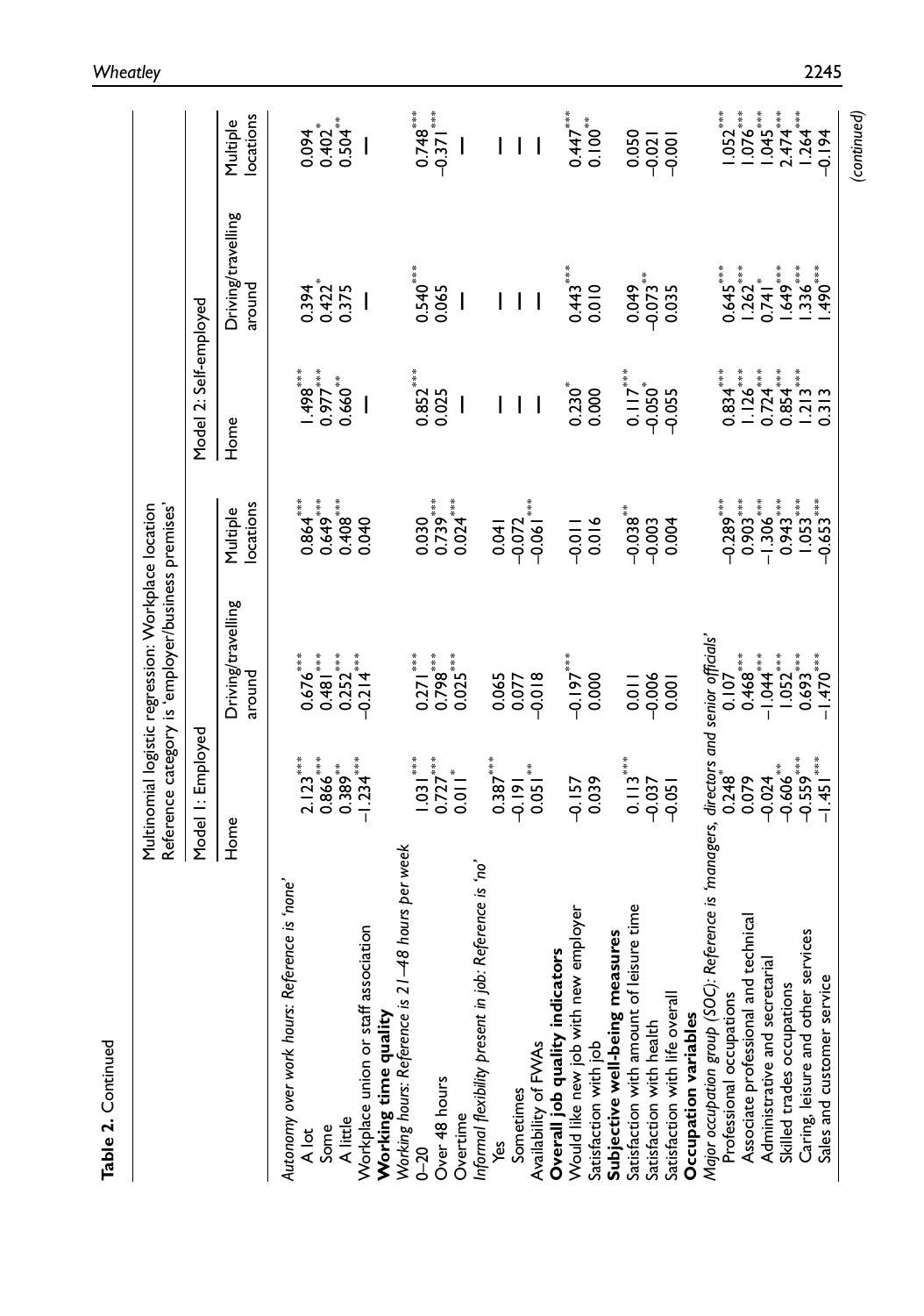**Table 2.** Continued

| | Multinomial logistic regression: Workplace location. Reference category is 'employer/business premises' | | | | | |
|---|---|---|---|---|---|---|
| | Model 1: Employed | | | Model 2: Self-employed | | |
| | Home | Driving/travelling around | Multiple locations | Home | Driving/travelling around | Multiple locations |
| *Autonomy over work hours: Reference is 'none'* | | | | | | |
| A lot | 2.123*** | 0.676*** | 0.864*** | 1.498*** | 0.394 | 0.094 |
| Some | 0.866*** | 0.481*** | 0.649*** | 0.977*** | 0.422* | 0.402* |
| A little | 0.389** | 0.252*** | 0.408*** | 0.660** | 0.375 | 0.504** |
| Workplace union or staff association | −1.234*** | −0.214*** | 0.040 | – | – | – |
| **Working time quality** | | | | | | |
| *Working hours: Reference is 21–48 hours per week* | | | | | | |
| 0–20 | 1.031*** | 0.271*** | 0.030 | 0.852*** | 0.540*** | 0.748*** |
| Over 48 hours | 0.727*** | 0.798*** | 0.739*** | 0.025 | 0.065 | −0.371*** |
| Overtime | 0.011* | 0.025 | 0.024*** | – | – | – |
| *Informal flexibility present in job: Reference is 'no'* | | | | | | |
| Yes | 0.387*** | 0.065 | 0.041 | – | – | – |
| Sometimes | −0.191 | 0.077 | −0.072 | – | – | – |
| Availability of FWAs | 0.051** | −0.018 | −0.061*** | – | – | – |
| **Overall job quality indicators** | | | | | | |
| Would like new job with new employer | −0.157 | −0.197*** | −0.011 | 0.230* | 0.443*** | 0.447*** |
| Satisfaction with job | 0.039 | 0.000 | 0.016 | 0.000 | 0.010 | 0.100** |
| **Subjective well-being measures** | | | | | | |
| Satisfaction with amount of leisure time | 0.113*** | 0.011 | −0.038** | 0.117*** | 0.049 | 0.050 |
| Satisfaction with health | −0.037 | −0.006 | −0.003 | −0.050* | −0.073** | −0.021 |
| Satisfaction with life overall | −0.051 | 0.001 | 0.004 | −0.055 | 0.035 | −0.001 |
| **Occupation variables** | | | | | | |
| *Major occupation group (SOC): Reference is 'managers, directors and senior officials'* | | | | | | |
| Professional occupations | 0.248* | 0.107 | −0.289*** | 0.834*** | 0.645*** | 1.052*** |
| Associate professional and technical | 0.079 | 0.468*** | 0.903*** | 1.126*** | 1.262*** | 1.076*** |
| Administrative and secretarial | −0.024 | −1.044*** | −1.306*** | 0.724*** | 0.741* | 1.045*** |
| Skilled trades occupations | −0.606** | 1.052*** | 0.943*** | 0.854*** | 1.649*** | 2.474*** |
| Caring, leisure and other services | −0.559*** | 0.693*** | 1.053*** | 1.213*** | 1.336*** | 1.264*** |
| Sales and customer service | −1.451*** | −1.470*** | −0.653*** | 0.313 | 1.490*** | −0.194 |

(continued)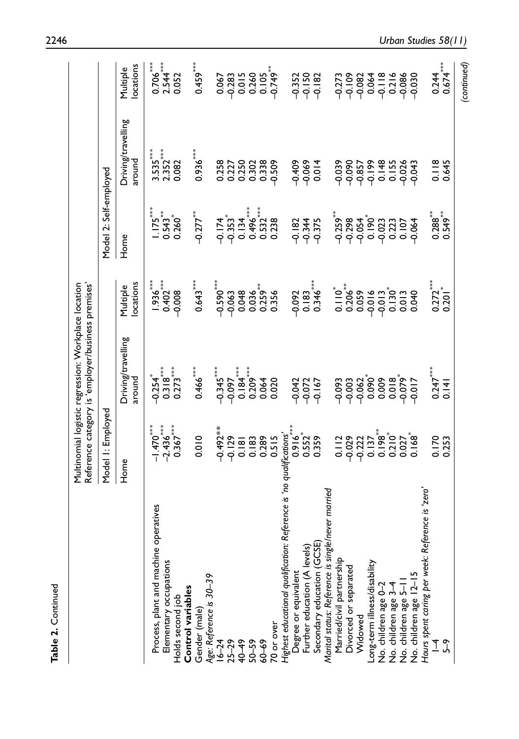**Table 2.** Continued

| | Multinomial logistic regression: Workplace location Reference category is 'employer/business premises' | | | | | |
|---|---|---|---|---|---|---|
| | Model 1: Employed | | | Model 2: Self-employed | | |
| | Home | Driving/travelling around | Multiple locations | Home | Driving/travelling around | Multiple locations |
| Process, plant and machine operatives | −1.470*** | −0.254* | 1.936*** | 1.175*** | 3.535*** | 0.706*** |
| Elementary occupations | −2.436*** | 0.318*** | 0.402*** | 0.543** | 2.352*** | 2.544*** |
| Holds second job | 0.367*** | 0.273*** | −0.008 | 0.260* | 0.082 | 0.052 |
| **Control variables** | | | | | | |
| Gender (male) | 0.010 | 0.466*** | 0.643*** | −0.277** | 0.936*** | 0.459*** |
| *Age: Reference is 30–39* | | | | | | |
| 16–24 | −0.492** | −0.345*** | −0.590*** | −0.174 | 0.258 | 0.067 |
| 25–29 | −0.129 | −0.097 | −0.063 | −0.353* | 0.227 | −0.283 |
| 40–49 | 0.181 | 0.184*** | 0.048 | 0.134 | 0.250 | 0.015 |
| 50–59 | 0.183 | 0.209*** | 0.036 | 0.496*** | 0.302 | 0.260 |
| 60–69 | 0.289 | 0.064 | 0.259** | 0.532*** | 0.338 | 0.105 |
| 70 or over | 0.515 | 0.020 | 0.356 | 0.238 | −0.509 | −0.749** |
| *Highest educational qualification: Reference is 'no qualifications'* | | | | | | |
| Degree or equivalent | 0.916*** | −0.042 | −0.092 | −0.182 | −0.409 | −0.352 |
| Further education (A levels) | 0.552* | −0.072 | 0.183 | −0.344 | −0.069 | −0.150 |
| Secondary education (GCSE) | 0.359 | −0.167 | 0.346*** | −0.375 | 0.014 | −0.182 |
| *Marital status: Reference is single/never married* | | | | | | |
| Married/civil partnership | 0.112 | −0.093 | 0.110* | −0.259** | −0.039 | −0.273 |
| Divorced or separated | −0.029 | −0.003 | 0.206** | −0.298 | −0.090 | −0.109 |
| Widowed | −0.222 | −0.062* | 0.059 | −0.054 | −0.857 | −0.082 |
| Long-term illness/disability | 0.137 | 0.090* | −0.016 | 0.190* | −0.199 | 0.064 |
| No. children age 0–2 | 0.198** | 0.009 | −0.013 | −0.023 | 0.148 | −0.118 |
| No. children age 3–4 | 0.210* | 0.018 | 0.130* | 0.223 | 0.155 | 0.216 |
| No. children age 5–11 | 0.027 | −0.079* | 0.013 | 0.107 | −0.026 | −0.086 |
| No. children age 12–15 | 0.168* | −0.017 | 0.040 | −0.064 | −0.043 | −0.030 |
| *Hours spent caring per week: Reference is 'zero'* | | | | | | |
| 1–4 | 0.170 | 0.247*** | 0.272*** | 0.288** | 0.118 | 0.244 |
| 5–9 | 0.253 | 0.141 | 0.201* | 0.549** | 0.645 | 0.674*** |

*(continued)*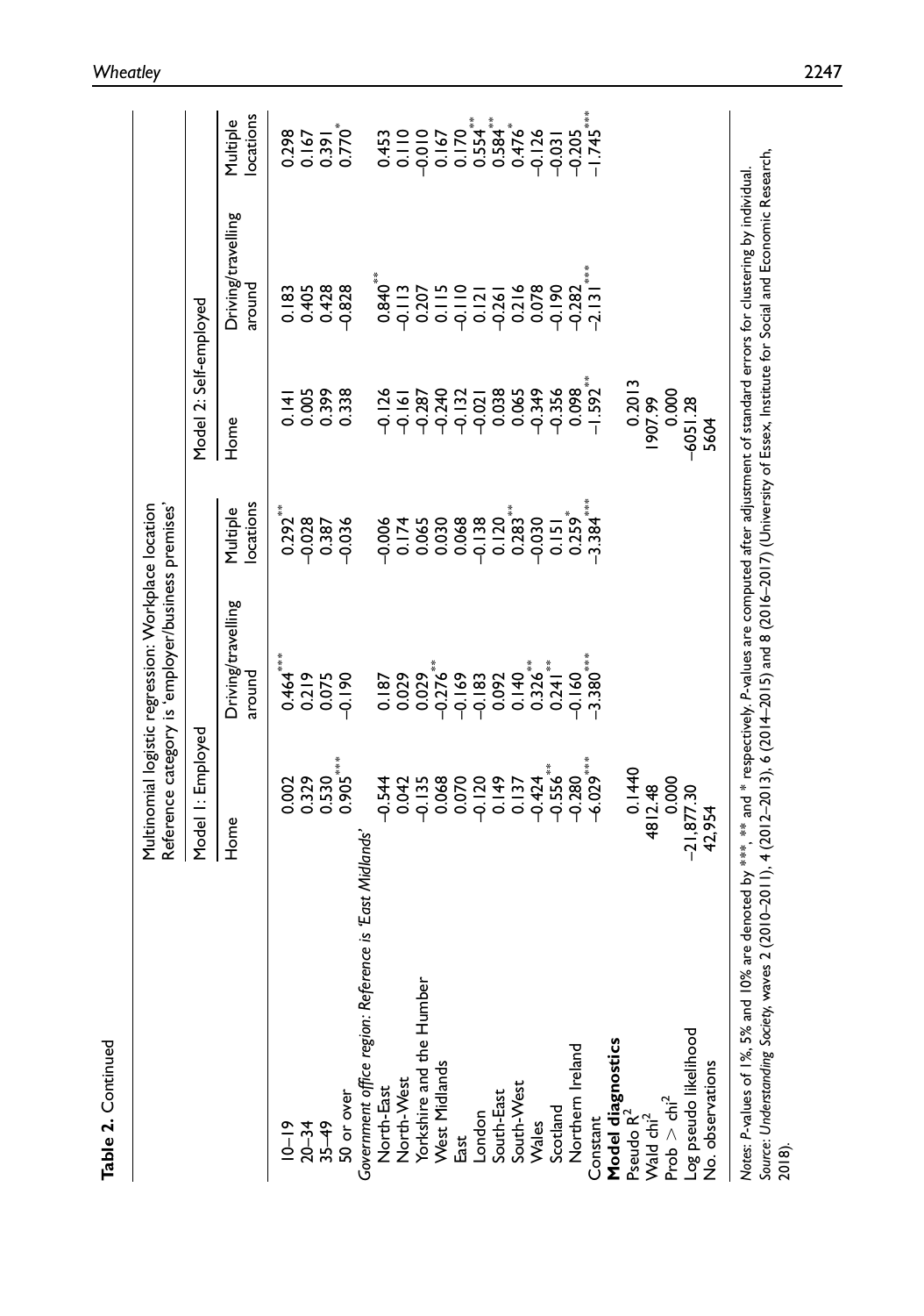**Table 2.** Continued

| | Multinomial logistic regression: Workplace location Reference category is 'employer/business premises' | | | | | |
|---|---|---|---|---|---|---|
| | Model 1: Employed | | | Model 2: Self-employed | | |
| | Home | Driving/travelling around | Multiple locations | Home | Driving/travelling around | Multiple locations |
| 10–19 | 0.002 | 0.464*** | 0.292** | 0.141 | 0.183 | 0.298 |
| 20–34 | 0.329 | 0.219 | −0.028 | 0.005 | 0.405 | 0.167 |
| 35–49 | 0.530 | 0.075 | 0.387 | 0.399 | 0.428 | 0.391 |
| 50 or over | 0.905*** | −0.190 | −0.036 | 0.338 | −0.828 | 0.770* |
| *Government office region: Reference is 'East Midlands'* | | | | | | |
| North-East | −0.544 | 0.187 | −0.006 | −0.126 | 0.840** | 0.453 |
| North-West | 0.042 | 0.029 | 0.174 | −0.161 | −0.113 | 0.110 |
| Yorkshire and the Humber | −0.135 | 0.029 | 0.065 | −0.287 | 0.207 | −0.010 |
| West Midlands | 0.068 | −0.276** | 0.030 | −0.240 | 0.115 | 0.167 |
| East | 0.070 | −0.169 | 0.068 | −0.132 | −0.110 | 0.170 |
| London | −0.120 | −0.183 | −0.138 | −0.021 | 0.121 | 0.554** |
| South-East | 0.149 | 0.092 | 0.120 | 0.038 | −0.261 | 0.584** |
| South-West | 0.137 | 0.140** | 0.283** | 0.065 | 0.216 | 0.476* |
| Wales | −0.424 | 0.326** | −0.030 | −0.349 | 0.078 | −0.126 |
| Scotland | −0.556** | 0.241** | 0.151 | −0.356 | −0.190 | −0.031 |
| Northern Ireland | −0.280 | −0.160 | 0.259* | 0.098 | −0.282 | −0.205 |
| Constant | −6.029*** | −3.380*** | −3.384*** | −1.592** | −2.131*** | −1.745*** |
| **Model diagnostics** | | | | | | |
| Pseudo $R^2$ | 0.1440 | | | 0.2013 | | |
| Wald $chi^2$ | 4812.48 | | | 1907.99 | | |
| Prob > $chi^2$ | 0.000 | | | 0.000 | | |
| Log pseudo likelihood | −21,877.30 | | | −6051.28 | | |
| No. observations | 42,954 | | | 5604 | | |

*Notes*: *P*-values of 1%, 5% and 10% are denoted by ***, ** and * respectively. *P*-values are computed after adjustment of standard errors for clustering by individual.
*Source*: *Understanding Society*, waves 2 (2010–2011), 4 (2012–2013), 6 (2014–2015) and 8 (2016–2017) (University of Essex, Institute for Social and Economic Research, 2018).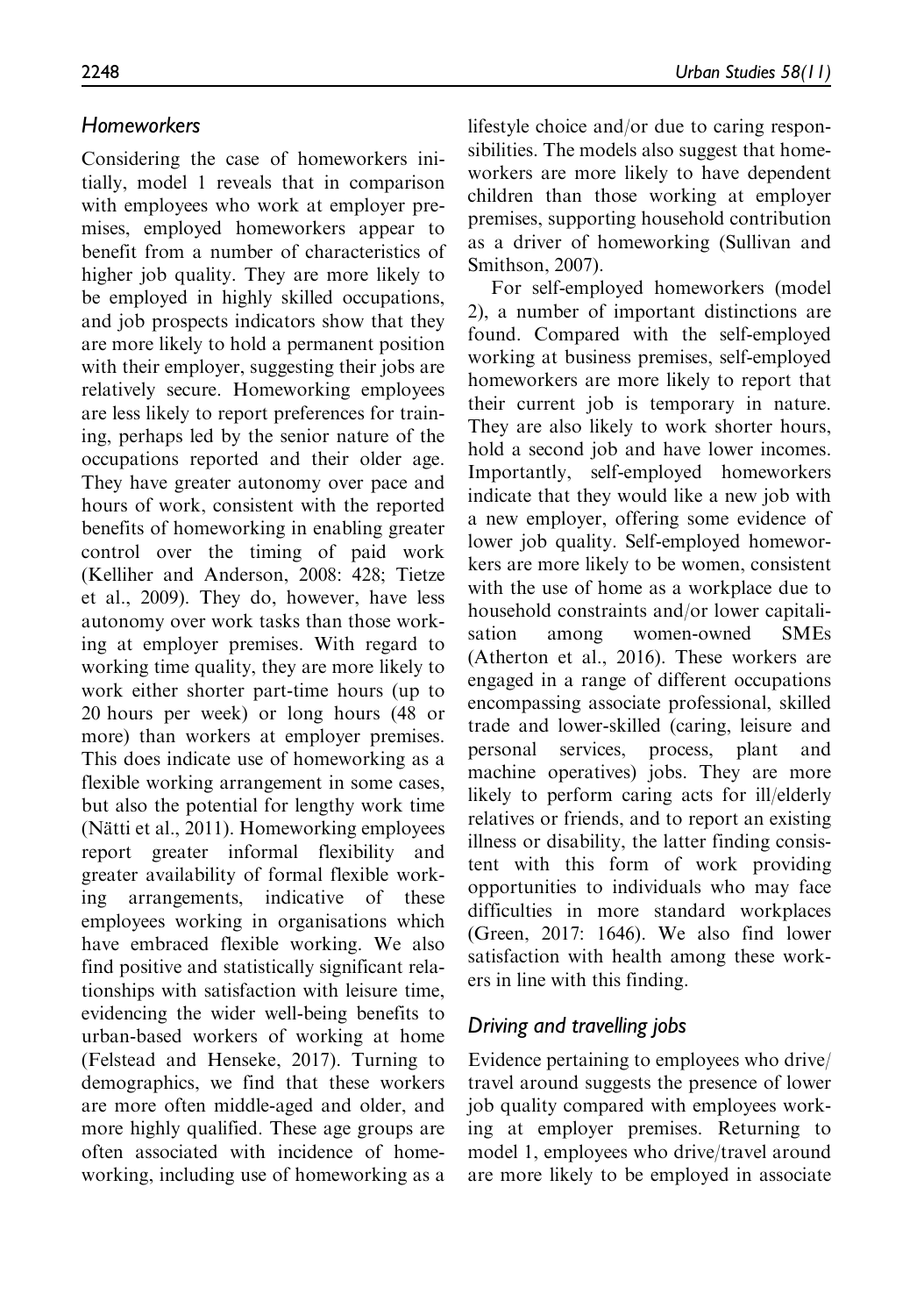### *Homeworkers*

Considering the case of homeworkers initially, model 1 reveals that in comparison with employees who work at employer premises, employed homeworkers appear to benefit from a number of characteristics of higher job quality. They are more likely to be employed in highly skilled occupations, and job prospects indicators show that they are more likely to hold a permanent position with their employer, suggesting their jobs are relatively secure. Homeworking employees are less likely to report preferences for training, perhaps led by the senior nature of the occupations reported and their older age. They have greater autonomy over pace and hours of work, consistent with the reported benefits of homeworking in enabling greater control over the timing of paid work (Kelliher and Anderson, 2008: 428; Tietze et al., 2009). They do, however, have less autonomy over work tasks than those working at employer premises. With regard to working time quality, they are more likely to work either shorter part-time hours (up to 20 hours per week) or long hours (48 or more) than workers at employer premises. This does indicate use of homeworking as a flexible working arrangement in some cases, but also the potential for lengthy work time (Nätti et al., 2011). Homeworking employees report greater informal flexibility and greater availability of formal flexible working arrangements, indicative of these employees working in organisations which have embraced flexible working. We also find positive and statistically significant relationships with satisfaction with leisure time, evidencing the wider well-being benefits to urban-based workers of working at home (Felstead and Henseke, 2017). Turning to demographics, we find that these workers are more often middle-aged and older, and more highly qualified. These age groups are often associated with incidence of homeworking, including use of homeworking as a lifestyle choice and/or due to caring responsibilities. The models also suggest that homeworkers are more likely to have dependent children than those working at employer premises, supporting household contribution as a driver of homeworking (Sullivan and Smithson, 2007).

For self-employed homeworkers (model 2), a number of important distinctions are found. Compared with the self-employed working at business premises, self-employed homeworkers are more likely to report that their current job is temporary in nature. They are also likely to work shorter hours, hold a second job and have lower incomes. Importantly, self-employed homeworkers indicate that they would like a new job with a new employer, offering some evidence of lower job quality. Self-employed homeworkers are more likely to be women, consistent with the use of home as a workplace due to household constraints and/or lower capitalisation among women-owned SMEs (Atherton et al., 2016). These workers are engaged in a range of different occupations encompassing associate professional, skilled trade and lower-skilled (caring, leisure and personal services, process, plant and machine operatives) jobs. They are more likely to perform caring acts for ill/elderly relatives or friends, and to report an existing illness or disability, the latter finding consistent with this form of work providing opportunities to individuals who may face difficulties in more standard workplaces (Green, 2017: 1646). We also find lower satisfaction with health among these workers in line with this finding.

### *Driving and travelling jobs*

Evidence pertaining to employees who drive/travel around suggests the presence of lower job quality compared with employees working at employer premises. Returning to model 1, employees who drive/travel around are more likely to be employed in associate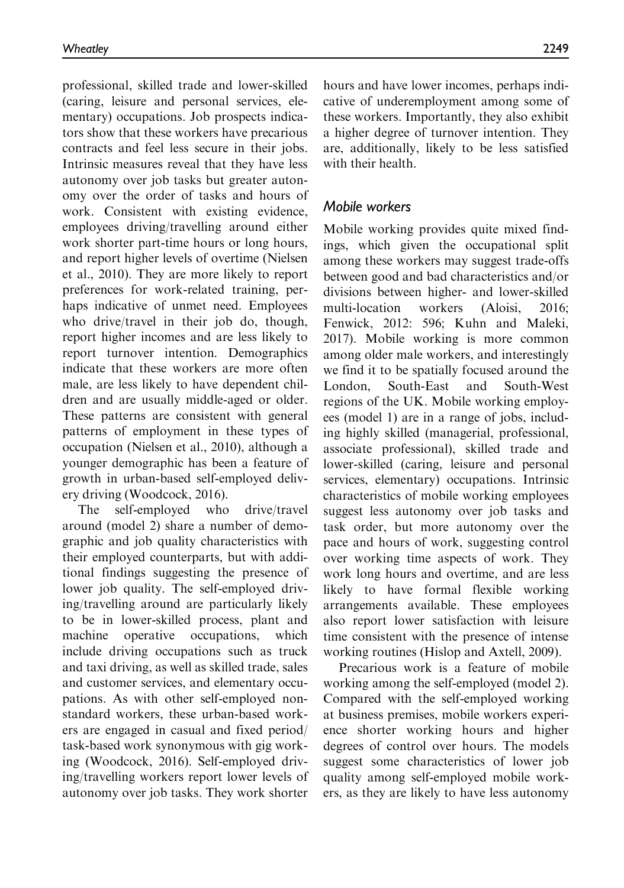professional, skilled trade and lower-skilled (caring, leisure and personal services, elementary) occupations. Job prospects indicators show that these workers have precarious contracts and feel less secure in their jobs. Intrinsic measures reveal that they have less autonomy over job tasks but greater autonomy over the order of tasks and hours of work. Consistent with existing evidence, employees driving/travelling around either work shorter part-time hours or long hours, and report higher levels of overtime (Nielsen et al., 2010). They are more likely to report preferences for work-related training, perhaps indicative of unmet need. Employees who drive/travel in their job do, though, report higher incomes and are less likely to report turnover intention. Demographics indicate that these workers are more often male, are less likely to have dependent children and are usually middle-aged or older. These patterns are consistent with general patterns of employment in these types of occupation (Nielsen et al., 2010), although a younger demographic has been a feature of growth in urban-based self-employed delivery driving (Woodcock, 2016).

The self-employed who drive/travel around (model 2) share a number of demographic and job quality characteristics with their employed counterparts, but with additional findings suggesting the presence of lower job quality. The self-employed driving/travelling around are particularly likely to be in lower-skilled process, plant and machine operative occupations, which include driving occupations such as truck and taxi driving, as well as skilled trade, sales and customer services, and elementary occupations. As with other self-employed non-standard workers, these urban-based workers are engaged in casual and fixed period/task-based work synonymous with gig working (Woodcock, 2016). Self-employed driving/travelling workers report lower levels of autonomy over job tasks. They work shorter hours and have lower incomes, perhaps indicative of underemployment among some of these workers. Importantly, they also exhibit a higher degree of turnover intention. They are, additionally, likely to be less satisfied with their health.

### *Mobile workers*

Mobile working provides quite mixed findings, which given the occupational split among these workers may suggest trade-offs between good and bad characteristics and/or divisions between higher- and lower-skilled multi-location workers (Aloisi, 2016; Fenwick, 2012: 596; Kuhn and Maleki, 2017). Mobile working is more common among older male workers, and interestingly we find it to be spatially focused around the London, South-East and South-West regions of the UK. Mobile working employees (model 1) are in a range of jobs, including highly skilled (managerial, professional, associate professional), skilled trade and lower-skilled (caring, leisure and personal services, elementary) occupations. Intrinsic characteristics of mobile working employees suggest less autonomy over job tasks and task order, but more autonomy over the pace and hours of work, suggesting control over working time aspects of work. They work long hours and overtime, and are less likely to have formal flexible working arrangements available. These employees also report lower satisfaction with leisure time consistent with the presence of intense working routines (Hislop and Axtell, 2009).

Precarious work is a feature of mobile working among the self-employed (model 2). Compared with the self-employed working at business premises, mobile workers experience shorter working hours and higher degrees of control over hours. The models suggest some characteristics of lower job quality among self-employed mobile workers, as they are likely to have less autonomy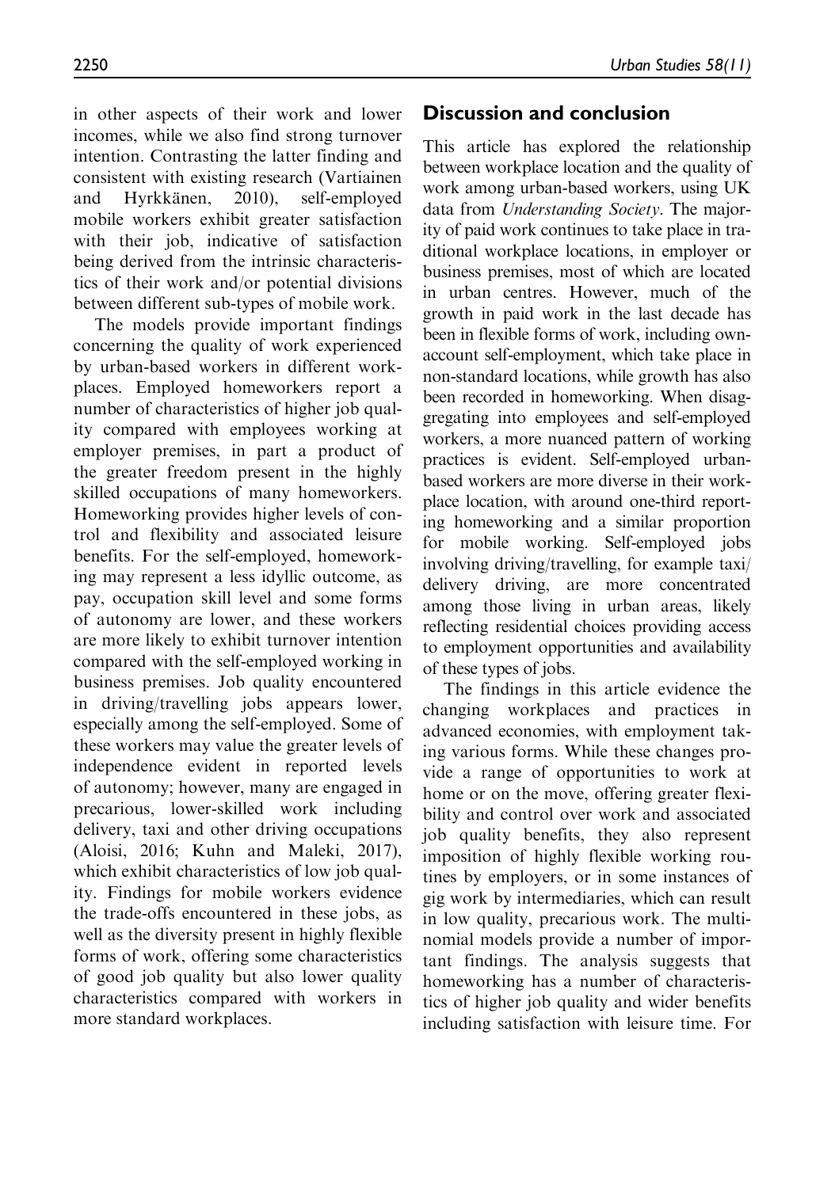in other aspects of their work and lower incomes, while we also find strong turnover intention. Contrasting the latter finding and consistent with existing research (Vartiainen and Hyrkkänen, 2010), self-employed mobile workers exhibit greater satisfaction with their job, indicative of satisfaction being derived from the intrinsic characteristics of their work and/or potential divisions between different sub-types of mobile work.

The models provide important findings concerning the quality of work experienced by urban-based workers in different workplaces. Employed homeworkers report a number of characteristics of higher job quality compared with employees working at employer premises, in part a product of the greater freedom present in the highly skilled occupations of many homeworkers. Homeworking provides higher levels of control and flexibility and associated leisure benefits. For the self-employed, homeworking may represent a less idyllic outcome, as pay, occupation skill level and some forms of autonomy are lower, and these workers are more likely to exhibit turnover intention compared with the self-employed working in business premises. Job quality encountered in driving/travelling jobs appears lower, especially among the self-employed. Some of these workers may value the greater levels of independence evident in reported levels of autonomy; however, many are engaged in precarious, lower-skilled work including delivery, taxi and other driving occupations (Aloisi, 2016; Kuhn and Maleki, 2017), which exhibit characteristics of low job quality. Findings for mobile workers evidence the trade-offs encountered in these jobs, as well as the diversity present in highly flexible forms of work, offering some characteristics of good job quality but also lower quality characteristics compared with workers in more standard workplaces.

## Discussion and conclusion

This article has explored the relationship between workplace location and the quality of work among urban-based workers, using UK data from *Understanding Society*. The majority of paid work continues to take place in traditional workplace locations, in employer or business premises, most of which are located in urban centres. However, much of the growth in paid work in the last decade has been in flexible forms of work, including own-account self-employment, which take place in non-standard locations, while growth has also been recorded in homeworking. When disaggregating into employees and self-employed workers, a more nuanced pattern of working practices is evident. Self-employed urban-based workers are more diverse in their workplace location, with around one-third reporting homeworking and a similar proportion for mobile working. Self-employed jobs involving driving/travelling, for example taxi/delivery driving, are more concentrated among those living in urban areas, likely reflecting residential choices providing access to employment opportunities and availability of these types of jobs.

The findings in this article evidence the changing workplaces and practices in advanced economies, with employment taking various forms. While these changes provide a range of opportunities to work at home or on the move, offering greater flexibility and control over work and associated job quality benefits, they also represent imposition of highly flexible working routines by employers, or in some instances of gig work by intermediaries, which can result in low quality, precarious work. The multinomial models provide a number of important findings. The analysis suggests that homeworking has a number of characteristics of higher job quality and wider benefits including satisfaction with leisure time. For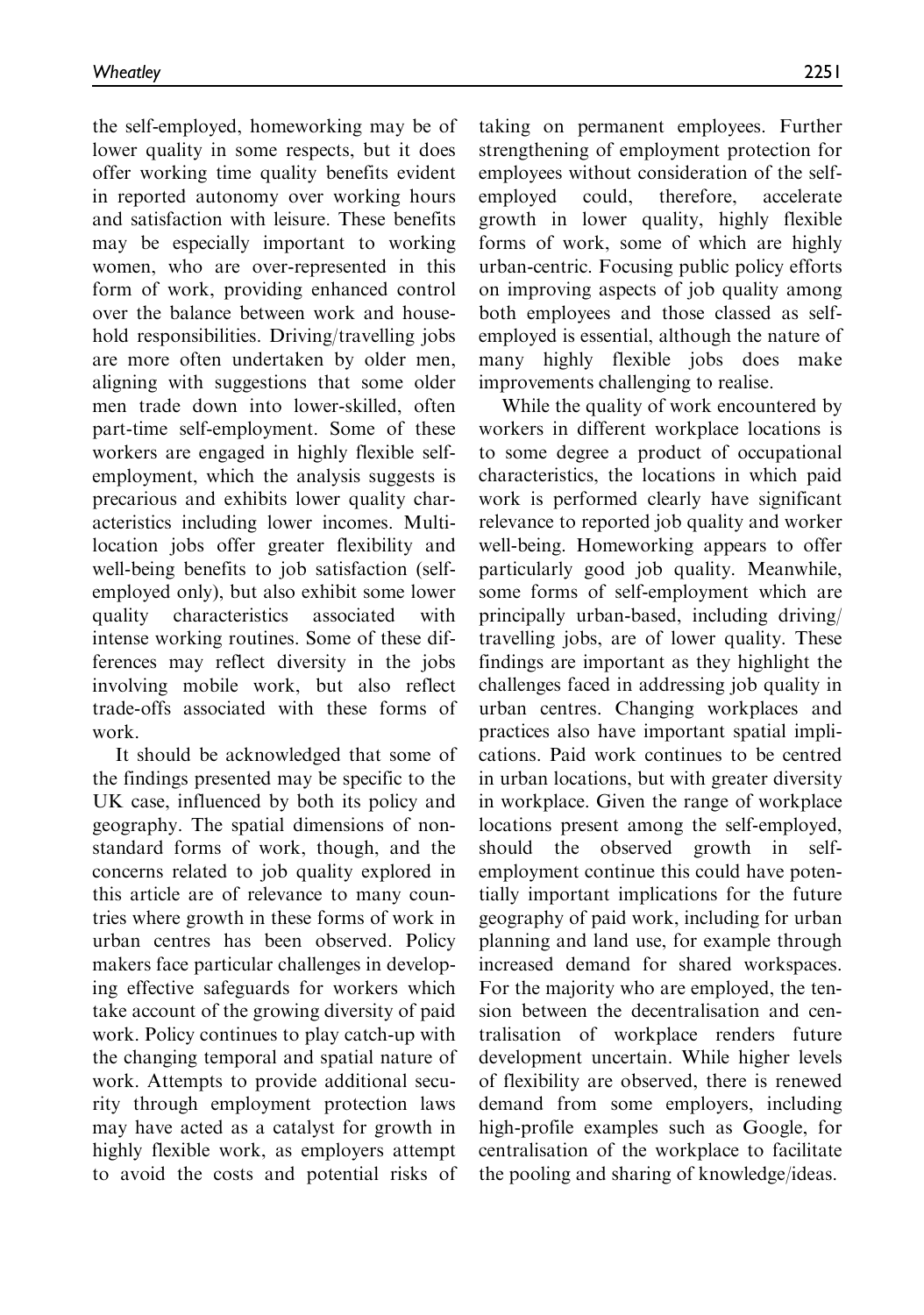the self-employed, homeworking may be of lower quality in some respects, but it does offer working time quality benefits evident in reported autonomy over working hours and satisfaction with leisure. These benefits may be especially important to working women, who are over-represented in this form of work, providing enhanced control over the balance between work and household responsibilities. Driving/travelling jobs are more often undertaken by older men, aligning with suggestions that some older men trade down into lower-skilled, often part-time self-employment. Some of these workers are engaged in highly flexible self-employment, which the analysis suggests is precarious and exhibits lower quality characteristics including lower incomes. Multi-location jobs offer greater flexibility and well-being benefits to job satisfaction (self-employed only), but also exhibit some lower quality characteristics associated with intense working routines. Some of these differences may reflect diversity in the jobs involving mobile work, but also reflect trade-offs associated with these forms of work.

It should be acknowledged that some of the findings presented may be specific to the UK case, influenced by both its policy and geography. The spatial dimensions of non-standard forms of work, though, and the concerns related to job quality explored in this article are of relevance to many countries where growth in these forms of work in urban centres has been observed. Policy makers face particular challenges in developing effective safeguards for workers which take account of the growing diversity of paid work. Policy continues to play catch-up with the changing temporal and spatial nature of work. Attempts to provide additional security through employment protection laws may have acted as a catalyst for growth in highly flexible work, as employers attempt to avoid the costs and potential risks of taking on permanent employees. Further strengthening of employment protection for employees without consideration of the self-employed could, therefore, accelerate growth in lower quality, highly flexible forms of work, some of which are highly urban-centric. Focusing public policy efforts on improving aspects of job quality among both employees and those classed as self-employed is essential, although the nature of many highly flexible jobs does make improvements challenging to realise.

While the quality of work encountered by workers in different workplace locations is to some degree a product of occupational characteristics, the locations in which paid work is performed clearly have significant relevance to reported job quality and worker well-being. Homeworking appears to offer particularly good job quality. Meanwhile, some forms of self-employment which are principally urban-based, including driving/travelling jobs, are of lower quality. These findings are important as they highlight the challenges faced in addressing job quality in urban centres. Changing workplaces and practices also have important spatial implications. Paid work continues to be centred in urban locations, but with greater diversity in workplace. Given the range of workplace locations present among the self-employed, should the observed growth in self-employment continue this could have potentially important implications for the future geography of paid work, including for urban planning and land use, for example through increased demand for shared workspaces. For the majority who are employed, the tension between the decentralisation and centralisation of workplace renders future development uncertain. While higher levels of flexibility are observed, there is renewed demand from some employers, including high-profile examples such as Google, for centralisation of the workplace to facilitate the pooling and sharing of knowledge/ideas.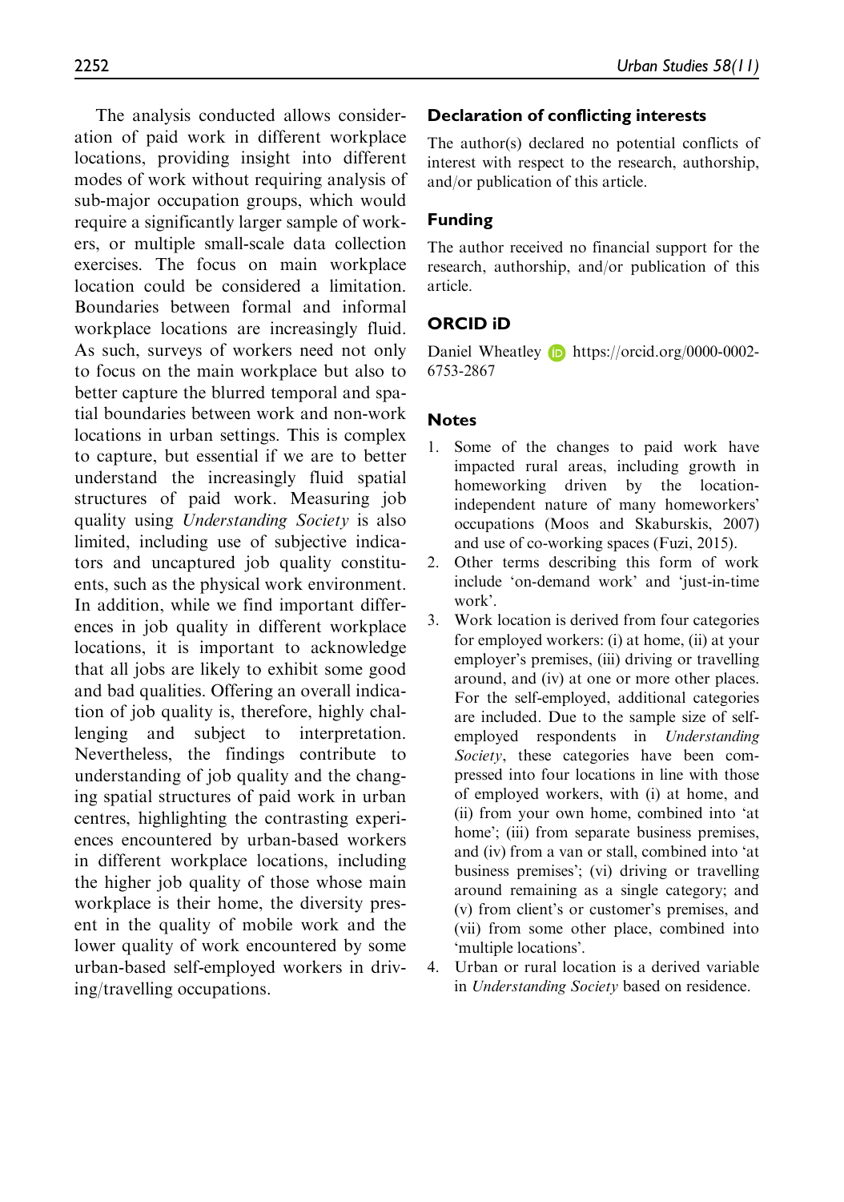The analysis conducted allows consideration of paid work in different workplace locations, providing insight into different modes of work without requiring analysis of sub-major occupation groups, which would require a significantly larger sample of workers, or multiple small-scale data collection exercises. The focus on main workplace location could be considered a limitation. Boundaries between formal and informal workplace locations are increasingly fluid. As such, surveys of workers need not only to focus on the main workplace but also to better capture the blurred temporal and spatial boundaries between work and non-work locations in urban settings. This is complex to capture, but essential if we are to better understand the increasingly fluid spatial structures of paid work. Measuring job quality using *Understanding Society* is also limited, including use of subjective indicators and uncaptured job quality constituents, such as the physical work environment. In addition, while we find important differences in job quality in different workplace locations, it is important to acknowledge that all jobs are likely to exhibit some good and bad qualities. Offering an overall indication of job quality is, therefore, highly challenging and subject to interpretation. Nevertheless, the findings contribute to understanding of job quality and the changing spatial structures of paid work in urban centres, highlighting the contrasting experiences encountered by urban-based workers in different workplace locations, including the higher job quality of those whose main workplace is their home, the diversity present in the quality of mobile work and the lower quality of work encountered by some urban-based self-employed workers in driving/travelling occupations.

## Declaration of conflicting interests

The author(s) declared no potential conflicts of interest with respect to the research, authorship, and/or publication of this article.

## Funding

The author received no financial support for the research, authorship, and/or publication of this article.

## ORCID iD

Daniel Wheatley https://orcid.org/0000-0002-6753-2867

## Notes

1. Some of the changes to paid work have impacted rural areas, including growth in homeworking driven by the location-independent nature of many homeworkers' occupations (Moos and Skaburskis, 2007) and use of co-working spaces (Fuzi, 2015).
2. Other terms describing this form of work include 'on-demand work' and 'just-in-time work'.
3. Work location is derived from four categories for employed workers: (i) at home, (ii) at your employer's premises, (iii) driving or travelling around, and (iv) at one or more other places. For the self-employed, additional categories are included. Due to the sample size of self-employed respondents in *Understanding Society*, these categories have been compressed into four locations in line with those of employed workers, with (i) at home, and (ii) from your own home, combined into 'at home'; (iii) from separate business premises, and (iv) from a van or stall, combined into 'at business premises'; (vi) driving or travelling around remaining as a single category; and (v) from client's or customer's premises, and (vii) from some other place, combined into 'multiple locations'.
4. Urban or rural location is a derived variable in *Understanding Society* based on residence.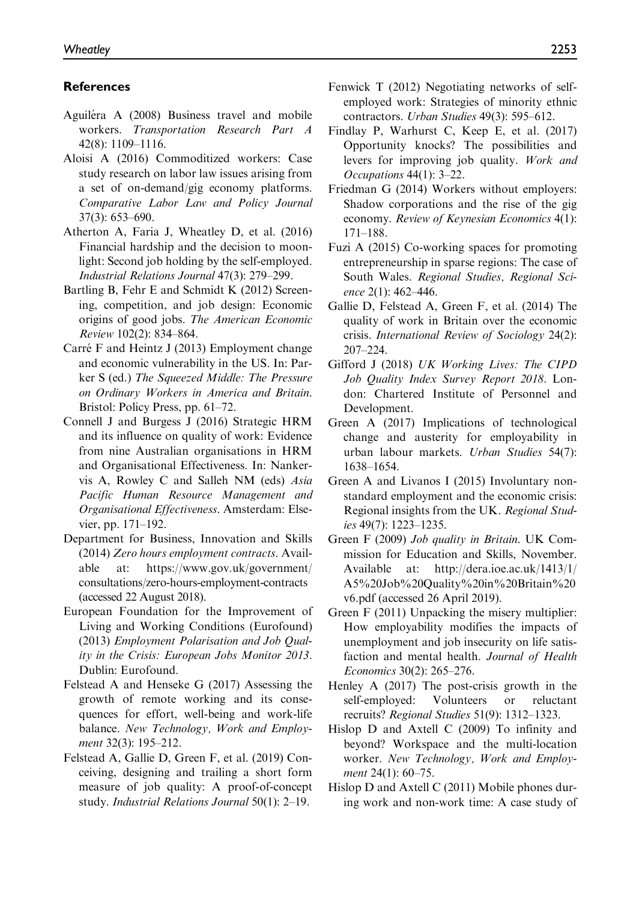## References

Aguiléra A (2008) Business travel and mobile workers. *Transportation Research Part A* 42(8): 1109–1116.

Aloisi A (2016) Commoditized workers: Case study research on labor law issues arising from a set of on-demand/gig economy platforms. *Comparative Labor Law and Policy Journal* 37(3): 653–690.

Atherton A, Faria J, Wheatley D, et al. (2016) Financial hardship and the decision to moonlight: Second job holding by the self-employed. *Industrial Relations Journal* 47(3): 279–299.

Bartling B, Fehr E and Schmidt K (2012) Screening, competition, and job design: Economic origins of good jobs. *The American Economic Review* 102(2): 834–864.

Carré F and Heintz J (2013) Employment change and economic vulnerability in the US. In: Parker S (ed.) *The Squeezed Middle: The Pressure on Ordinary Workers in America and Britain*. Bristol: Policy Press, pp. 61–72.

Connell J and Burgess J (2016) Strategic HRM and its influence on quality of work: Evidence from nine Australian organisations in HRM and Organisational Effectiveness. In: Nankervis A, Rowley C and Salleh NM (eds) *Asia Pacific Human Resource Management and Organisational Effectiveness*. Amsterdam: Elsevier, pp. 171–192.

Department for Business, Innovation and Skills (2014) *Zero hours employment contracts*. Available at: https://www.gov.uk/government/consultations/zero-hours-employment-contracts (accessed 22 August 2018).

European Foundation for the Improvement of Living and Working Conditions (Eurofound) (2013) *Employment Polarisation and Job Quality in the Crisis: European Jobs Monitor 2013*. Dublin: Eurofound.

Felstead A and Henseke G (2017) Assessing the growth of remote working and its consequences for effort, well-being and work-life balance. *New Technology, Work and Employment* 32(3): 195–212.

Felstead A, Gallie D, Green F, et al. (2019) Conceiving, designing and trailing a short form measure of job quality: A proof-of-concept study. *Industrial Relations Journal* 50(1): 2–19.

Fenwick T (2012) Negotiating networks of self-employed work: Strategies of minority ethnic contractors. *Urban Studies* 49(3): 595–612.

Findlay P, Warhurst C, Keep E, et al. (2017) Opportunity knocks? The possibilities and levers for improving job quality. *Work and Occupations* 44(1): 3–22.

Friedman G (2014) Workers without employers: Shadow corporations and the rise of the gig economy. *Review of Keynesian Economics* 4(1): 171–188.

Fuzi A (2015) Co-working spaces for promoting entrepreneurship in sparse regions: The case of South Wales. *Regional Studies, Regional Science* 2(1): 462–446.

Gallie D, Felstead A, Green F, et al. (2014) The quality of work in Britain over the economic crisis. *International Review of Sociology* 24(2): 207–224.

Gifford J (2018) *UK Working Lives: The CIPD Job Quality Index Survey Report 2018*. London: Chartered Institute of Personnel and Development.

Green A (2017) Implications of technological change and austerity for employability in urban labour markets. *Urban Studies* 54(7): 1638–1654.

Green A and Livanos I (2015) Involuntary non-standard employment and the economic crisis: Regional insights from the UK. *Regional Studies* 49(7): 1223–1235.

Green F (2009) *Job quality in Britain*. UK Commission for Education and Skills, November. Available at: http://dera.ioe.ac.uk/1413/1/A5%20Job%20Quality%20in%20Britain%20v6.pdf (accessed 26 April 2019).

Green F (2011) Unpacking the misery multiplier: How employability modifies the impacts of unemployment and job insecurity on life satisfaction and mental health. *Journal of Health Economics* 30(2): 265–276.

Henley A (2017) The post-crisis growth in the self-employed: Volunteers or reluctant recruits? *Regional Studies* 51(9): 1312–1323.

Hislop D and Axtell C (2009) To infinity and beyond? Workspace and the multi-location worker. *New Technology, Work and Employment* 24(1): 60–75.

Hislop D and Axtell C (2011) Mobile phones during work and non-work time: A case study of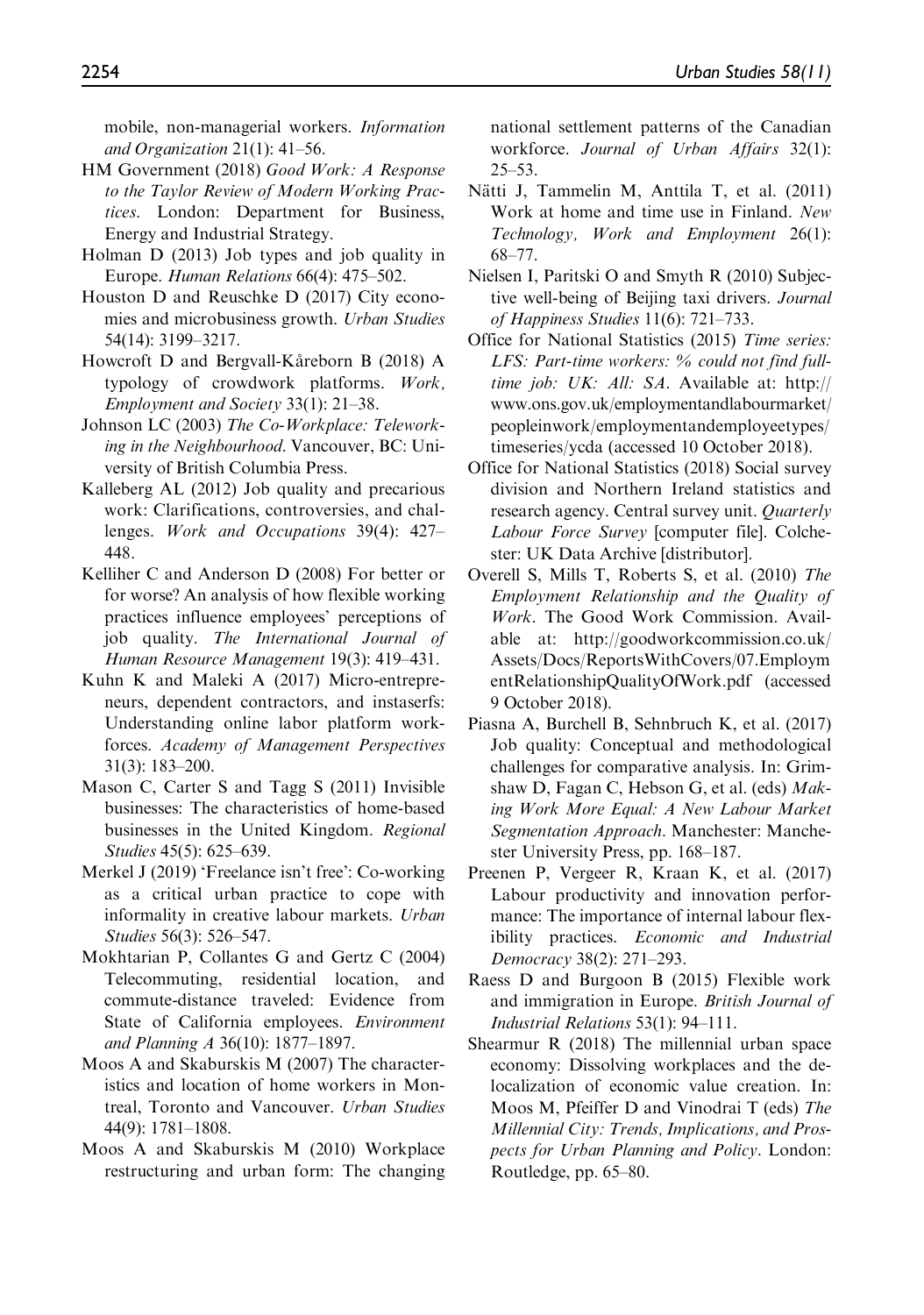mobile, non-managerial workers. *Information and Organization* 21(1): 41–56.

HM Government (2018) *Good Work: A Response to the Taylor Review of Modern Working Practices*. London: Department for Business, Energy and Industrial Strategy.

Holman D (2013) Job types and job quality in Europe. *Human Relations* 66(4): 475–502.

Houston D and Reuschke D (2017) City economies and microbusiness growth. *Urban Studies* 54(14): 3199–3217.

Howcroft D and Bergvall-Kåreborn B (2018) A typology of crowdwork platforms. *Work, Employment and Society* 33(1): 21–38.

Johnson LC (2003) *The Co-Workplace: Teleworking in the Neighbourhood*. Vancouver, BC: University of British Columbia Press.

Kalleberg AL (2012) Job quality and precarious work: Clarifications, controversies, and challenges. *Work and Occupations* 39(4): 427–448.

Kelliher C and Anderson D (2008) For better or for worse? An analysis of how flexible working practices influence employees' perceptions of job quality. *The International Journal of Human Resource Management* 19(3): 419–431.

Kuhn K and Maleki A (2017) Micro-entrepreneurs, dependent contractors, and instaserfs: Understanding online labor platform workforces. *Academy of Management Perspectives* 31(3): 183–200.

Mason C, Carter S and Tagg S (2011) Invisible businesses: The characteristics of home-based businesses in the United Kingdom. *Regional Studies* 45(5): 625–639.

Merkel J (2019) 'Freelance isn't free': Co-working as a critical urban practice to cope with informality in creative labour markets. *Urban Studies* 56(3): 526–547.

Mokhtarian P, Collantes G and Gertz C (2004) Telecommuting, residential location, and commute-distance traveled: Evidence from State of California employees. *Environment and Planning A* 36(10): 1877–1897.

Moos A and Skaburskis M (2007) The characteristics and location of home workers in Montreal, Toronto and Vancouver. *Urban Studies* 44(9): 1781–1808.

Moos A and Skaburskis M (2010) Workplace restructuring and urban form: The changing national settlement patterns of the Canadian workforce. *Journal of Urban Affairs* 32(1): 25–53.

Nätti J, Tammelin M, Anttila T, et al. (2011) Work at home and time use in Finland. *New Technology, Work and Employment* 26(1): 68–77.

Nielsen I, Paritski O and Smyth R (2010) Subjective well-being of Beijing taxi drivers. *Journal of Happiness Studies* 11(6): 721–733.

Office for National Statistics (2015) *Time series: LFS: Part-time workers: % could not find full-time job: UK: All: SA*. Available at: http://www.ons.gov.uk/employmentandlabourmarket/peopleinwork/employmentandemployeetypes/timeseries/ycda (accessed 10 October 2018).

Office for National Statistics (2018) Social survey division and Northern Ireland statistics and research agency. Central survey unit. *Quarterly Labour Force Survey* [computer file]. Colchester: UK Data Archive [distributor].

Overell S, Mills T, Roberts S, et al. (2010) *The Employment Relationship and the Quality of Work*. The Good Work Commission. Available at: http://goodworkcommission.co.uk/Assets/Docs/ReportsWithCovers/07.EmploymentRelationshipQualityOfWork.pdf (accessed 9 October 2018).

Piasna A, Burchell B, Sehnbruch K, et al. (2017) Job quality: Conceptual and methodological challenges for comparative analysis. In: Grimshaw D, Fagan C, Hebson G, et al. (eds) *Making Work More Equal: A New Labour Market Segmentation Approach*. Manchester: Manchester University Press, pp. 168–187.

Preenen P, Vergeer R, Kraan K, et al. (2017) Labour productivity and innovation performance: The importance of internal labour flexibility practices. *Economic and Industrial Democracy* 38(2): 271–293.

Raess D and Burgoon B (2015) Flexible work and immigration in Europe. *British Journal of Industrial Relations* 53(1): 94–111.

Shearmur R (2018) The millennial urban space economy: Dissolving workplaces and the de-localization of economic value creation. In: Moos M, Pfeiffer D and Vinodrai T (eds) *The Millennial City: Trends, Implications, and Prospects for Urban Planning and Policy*. London: Routledge, pp. 65–80.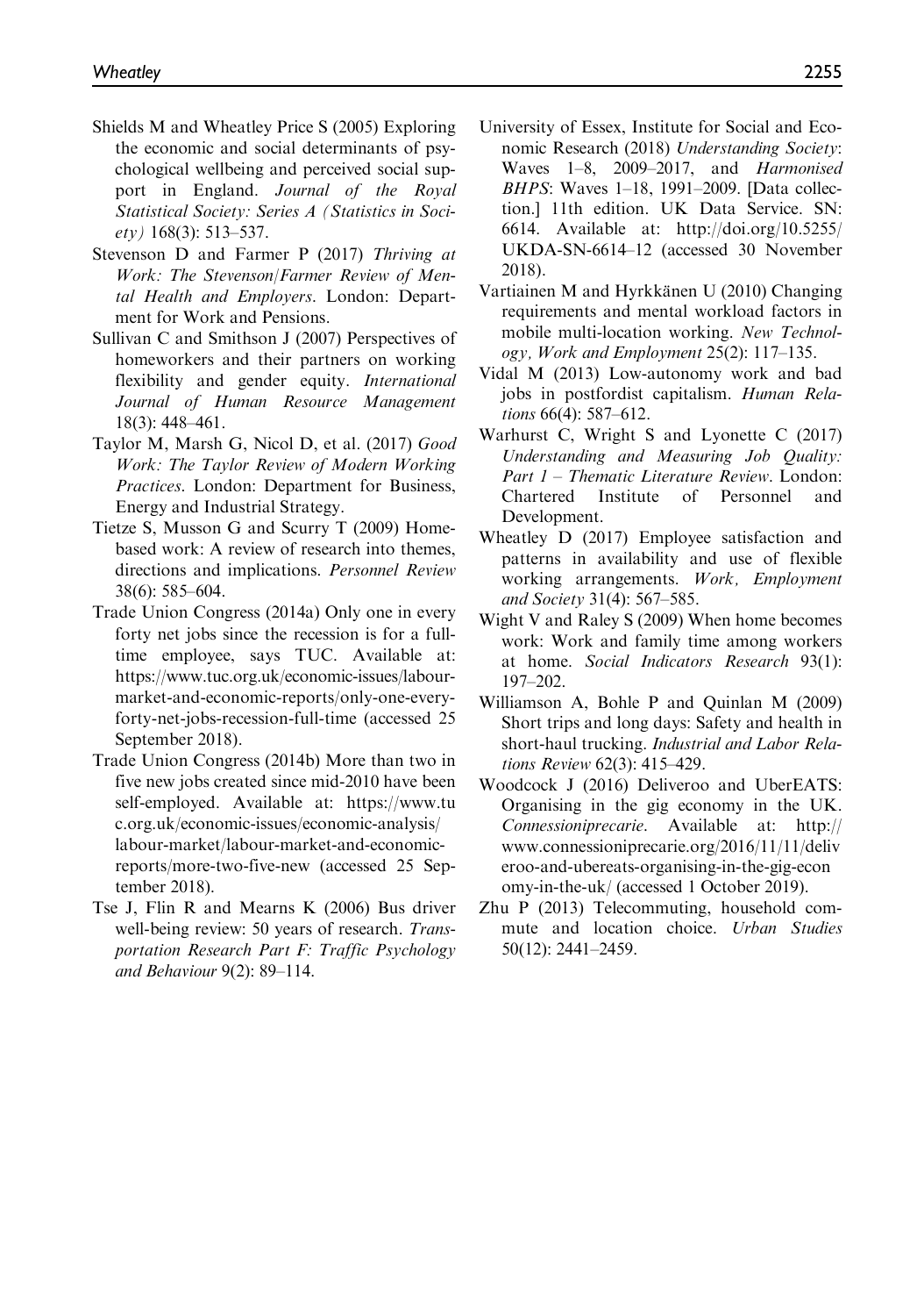Shields M and Wheatley Price S (2005) Exploring the economic and social determinants of psychological wellbeing and perceived social support in England. *Journal of the Royal Statistical Society: Series A (Statistics in Society)* 168(3): 513–537.

Stevenson D and Farmer P (2017) *Thriving at Work: The Stevenson/Farmer Review of Mental Health and Employers*. London: Department for Work and Pensions.

Sullivan C and Smithson J (2007) Perspectives of homeworkers and their partners on working flexibility and gender equity. *International Journal of Human Resource Management* 18(3): 448–461.

Taylor M, Marsh G, Nicol D, et al. (2017) *Good Work: The Taylor Review of Modern Working Practices*. London: Department for Business, Energy and Industrial Strategy.

Tietze S, Musson G and Scurry T (2009) Home-based work: A review of research into themes, directions and implications. *Personnel Review* 38(6): 585–604.

Trade Union Congress (2014a) Only one in every forty net jobs since the recession is for a full-time employee, says TUC. Available at: https://www.tuc.org.uk/economic-issues/labour-market-and-economic-reports/only-one-every-forty-net-jobs-recession-full-time (accessed 25 September 2018).

Trade Union Congress (2014b) More than two in five new jobs created since mid-2010 have been self-employed. Available at: https://www.tuc.org.uk/economic-issues/economic-analysis/labour-market/labour-market-and-economic-reports/more-two-five-new (accessed 25 September 2018).

Tse J, Flin R and Mearns K (2006) Bus driver well-being review: 50 years of research. *Transportation Research Part F: Traffic Psychology and Behaviour* 9(2): 89–114.

University of Essex, Institute for Social and Economic Research (2018) *Understanding Society*: Waves 1–8, 2009–2017, and *Harmonised BHPS*: Waves 1–18, 1991–2009. [Data collection.] 11th edition. UK Data Service. SN: 6614. Available at: http://doi.org/10.5255/UKDA-SN-6614–12 (accessed 30 November 2018).

Vartiainen M and Hyrkkänen U (2010) Changing requirements and mental workload factors in mobile multi-location working. *New Technology, Work and Employment* 25(2): 117–135.

Vidal M (2013) Low-autonomy work and bad jobs in postfordist capitalism. *Human Relations* 66(4): 587–612.

Warhurst C, Wright S and Lyonette C (2017) *Understanding and Measuring Job Quality: Part 1 – Thematic Literature Review*. London: Chartered Institute of Personnel and Development.

Wheatley D (2017) Employee satisfaction and patterns in availability and use of flexible working arrangements. *Work, Employment and Society* 31(4): 567–585.

Wight V and Raley S (2009) When home becomes work: Work and family time among workers at home. *Social Indicators Research* 93(1): 197–202.

Williamson A, Bohle P and Quinlan M (2009) Short trips and long days: Safety and health in short-haul trucking. *Industrial and Labor Relations Review* 62(3): 415–429.

Woodcock J (2016) Deliveroo and UberEATS: Organising in the gig economy in the UK. *Connessioniprecarie*. Available at: http://www.connessioniprecarie.org/2016/11/11/deliveroo-and-ubereats-organising-in-the-gig-economy-in-the-uk/ (accessed 1 October 2019).

Zhu P (2013) Telecommuting, household commute and location choice. *Urban Studies* 50(12): 2441–2459.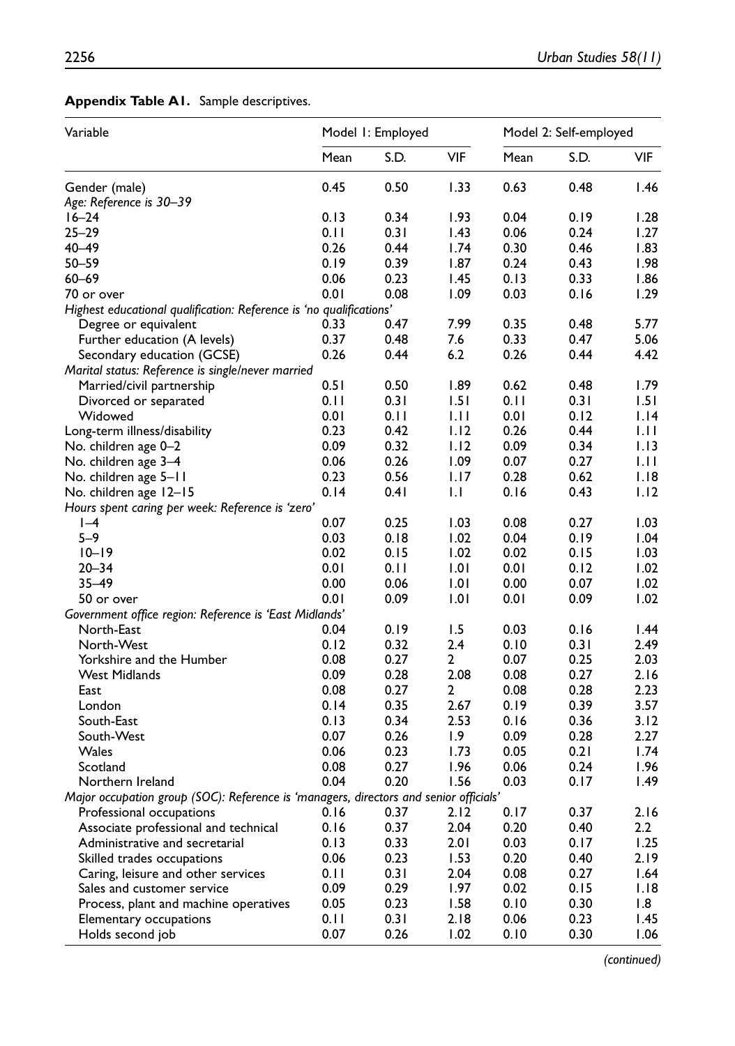**Appendix Table A1.** Sample descriptives.

| Variable | Model 1: Employed | | | Model 2: Self-employed | | |
|---|---|---|---|---|---|---|
| | Mean | S.D. | VIF | Mean | S.D. | VIF |
| Gender (male) | 0.45 | 0.50 | 1.33 | 0.63 | 0.48 | 1.46 |
| *Age: Reference is 30–39* | | | | | | |
| 16–24 | 0.13 | 0.34 | 1.93 | 0.04 | 0.19 | 1.28 |
| 25–29 | 0.11 | 0.31 | 1.43 | 0.06 | 0.24 | 1.27 |
| 40–49 | 0.26 | 0.44 | 1.74 | 0.30 | 0.46 | 1.83 |
| 50–59 | 0.19 | 0.39 | 1.87 | 0.24 | 0.43 | 1.98 |
| 60–69 | 0.06 | 0.23 | 1.45 | 0.13 | 0.33 | 1.86 |
| 70 or over | 0.01 | 0.08 | 1.09 | 0.03 | 0.16 | 1.29 |
| *Highest educational qualification: Reference is 'no qualifications'* | | | | | | |
| Degree or equivalent | 0.33 | 0.47 | 7.99 | 0.35 | 0.48 | 5.77 |
| Further education (A levels) | 0.37 | 0.48 | 7.6 | 0.33 | 0.47 | 5.06 |
| Secondary education (GCSE) | 0.26 | 0.44 | 6.2 | 0.26 | 0.44 | 4.42 |
| *Marital status: Reference is single/never married* | | | | | | |
| Married/civil partnership | 0.51 | 0.50 | 1.89 | 0.62 | 0.48 | 1.79 |
| Divorced or separated | 0.11 | 0.31 | 1.51 | 0.11 | 0.31 | 1.51 |
| Widowed | 0.01 | 0.11 | 1.11 | 0.01 | 0.12 | 1.14 |
| Long-term illness/disability | 0.23 | 0.42 | 1.12 | 0.26 | 0.44 | 1.11 |
| No. children age 0–2 | 0.09 | 0.32 | 1.12 | 0.09 | 0.34 | 1.13 |
| No. children age 3–4 | 0.06 | 0.26 | 1.09 | 0.07 | 0.27 | 1.11 |
| No. children age 5–11 | 0.23 | 0.56 | 1.17 | 0.28 | 0.62 | 1.18 |
| No. children age 12–15 | 0.14 | 0.41 | 1.1 | 0.16 | 0.43 | 1.12 |
| *Hours spent caring per week: Reference is 'zero'* | | | | | | |
| 1–4 | 0.07 | 0.25 | 1.03 | 0.08 | 0.27 | 1.03 |
| 5–9 | 0.03 | 0.18 | 1.02 | 0.04 | 0.19 | 1.04 |
| 10–19 | 0.02 | 0.15 | 1.02 | 0.02 | 0.15 | 1.03 |
| 20–34 | 0.01 | 0.11 | 1.01 | 0.01 | 0.12 | 1.02 |
| 35–49 | 0.00 | 0.06 | 1.01 | 0.00 | 0.07 | 1.02 |
| 50 or over | 0.01 | 0.09 | 1.01 | 0.01 | 0.09 | 1.02 |
| *Government office region: Reference is 'East Midlands'* | | | | | | |
| North-East | 0.04 | 0.19 | 1.5 | 0.03 | 0.16 | 1.44 |
| North-West | 0.12 | 0.32 | 2.4 | 0.10 | 0.31 | 2.49 |
| Yorkshire and the Humber | 0.08 | 0.27 | 2 | 0.07 | 0.25 | 2.03 |
| West Midlands | 0.09 | 0.28 | 2.08 | 0.08 | 0.27 | 2.16 |
| East | 0.08 | 0.27 | 2 | 0.08 | 0.28 | 2.23 |
| London | 0.14 | 0.35 | 2.67 | 0.19 | 0.39 | 3.57 |
| South-East | 0.13 | 0.34 | 2.53 | 0.16 | 0.36 | 3.12 |
| South-West | 0.07 | 0.26 | 1.9 | 0.09 | 0.28 | 2.27 |
| Wales | 0.06 | 0.23 | 1.73 | 0.05 | 0.21 | 1.74 |
| Scotland | 0.08 | 0.27 | 1.96 | 0.06 | 0.24 | 1.96 |
| Northern Ireland | 0.04 | 0.20 | 1.56 | 0.03 | 0.17 | 1.49 |
| *Major occupation group (SOC): Reference is 'managers, directors and senior officials'* | | | | | | |
| Professional occupations | 0.16 | 0.37 | 2.12 | 0.17 | 0.37 | 2.16 |
| Associate professional and technical | 0.16 | 0.37 | 2.04 | 0.20 | 0.40 | 2.2 |
| Administrative and secretarial | 0.13 | 0.33 | 2.01 | 0.03 | 0.17 | 1.25 |
| Skilled trades occupations | 0.06 | 0.23 | 1.53 | 0.20 | 0.40 | 2.19 |
| Caring, leisure and other services | 0.11 | 0.31 | 2.04 | 0.08 | 0.27 | 1.64 |
| Sales and customer service | 0.09 | 0.29 | 1.97 | 0.02 | 0.15 | 1.18 |
| Process, plant and machine operatives | 0.05 | 0.23 | 1.58 | 0.10 | 0.30 | 1.8 |
| Elementary occupations | 0.11 | 0.31 | 2.18 | 0.06 | 0.23 | 1.45 |
| Holds second job | 0.07 | 0.26 | 1.02 | 0.10 | 0.30 | 1.06 |

*(continued)*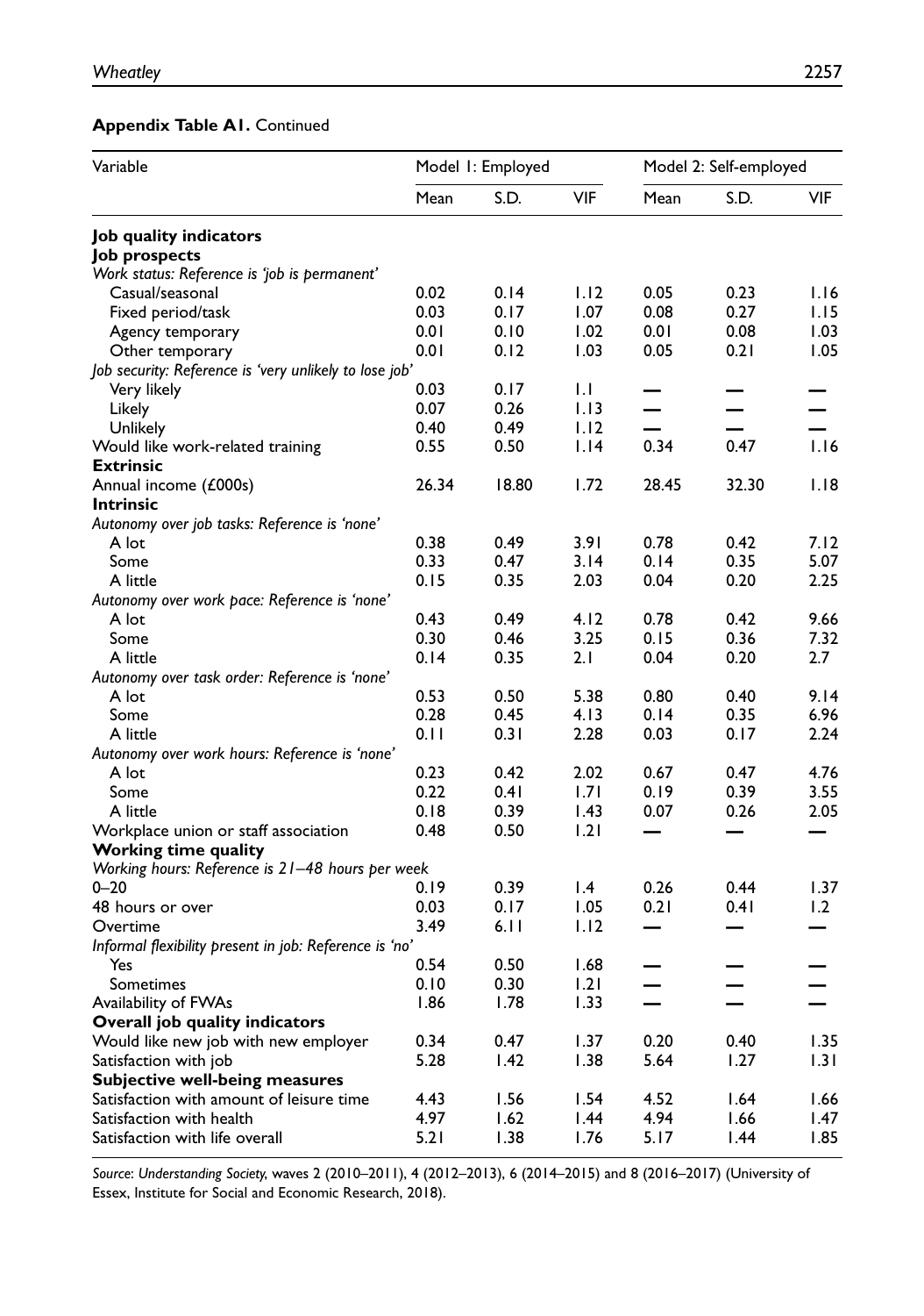**Appendix Table A1.** Continued

| Variable | Model 1: Employed | | | Model 2: Self-employed | | |
|---|---|---|---|---|---|---|
| | Mean | S.D. | VIF | Mean | S.D. | VIF |
| **Job quality indicators** | | | | | | |
| **Job prospects** | | | | | | |
| *Work status: Reference is 'job is permanent'* | | | | | | |
| Casual/seasonal | 0.02 | 0.14 | 1.12 | 0.05 | 0.23 | 1.16 |
| Fixed period/task | 0.03 | 0.17 | 1.07 | 0.08 | 0.27 | 1.15 |
| Agency temporary | 0.01 | 0.10 | 1.02 | 0.01 | 0.08 | 1.03 |
| Other temporary | 0.01 | 0.12 | 1.03 | 0.05 | 0.21 | 1.05 |
| *Job security: Reference is 'very unlikely to lose job'* | | | | | | |
| Very likely | 0.03 | 0.17 | 1.1 | — | — | — |
| Likely | 0.07 | 0.26 | 1.13 | — | — | — |
| Unlikely | 0.40 | 0.49 | 1.12 | — | — | — |
| Would like work-related training | 0.55 | 0.50 | 1.14 | 0.34 | 0.47 | 1.16 |
| **Extrinsic** | | | | | | |
| Annual income (£000s) | 26.34 | 18.80 | 1.72 | 28.45 | 32.30 | 1.18 |
| **Intrinsic** | | | | | | |
| *Autonomy over job tasks: Reference is 'none'* | | | | | | |
| A lot | 0.38 | 0.49 | 3.91 | 0.78 | 0.42 | 7.12 |
| Some | 0.33 | 0.47 | 3.14 | 0.14 | 0.35 | 5.07 |
| A little | 0.15 | 0.35 | 2.03 | 0.04 | 0.20 | 2.25 |
| *Autonomy over work pace: Reference is 'none'* | | | | | | |
| A lot | 0.43 | 0.49 | 4.12 | 0.78 | 0.42 | 9.66 |
| Some | 0.30 | 0.46 | 3.25 | 0.15 | 0.36 | 7.32 |
| A little | 0.14 | 0.35 | 2.1 | 0.04 | 0.20 | 2.7 |
| *Autonomy over task order: Reference is 'none'* | | | | | | |
| A lot | 0.53 | 0.50 | 5.38 | 0.80 | 0.40 | 9.14 |
| Some | 0.28 | 0.45 | 4.13 | 0.14 | 0.35 | 6.96 |
| A little | 0.11 | 0.31 | 2.28 | 0.03 | 0.17 | 2.24 |
| *Autonomy over work hours: Reference is 'none'* | | | | | | |
| A lot | 0.23 | 0.42 | 2.02 | 0.67 | 0.47 | 4.76 |
| Some | 0.22 | 0.41 | 1.71 | 0.19 | 0.39 | 3.55 |
| A little | 0.18 | 0.39 | 1.43 | 0.07 | 0.26 | 2.05 |
| Workplace union or staff association | 0.48 | 0.50 | 1.21 | — | — | — |
| **Working time quality** | | | | | | |
| *Working hours: Reference is 21–48 hours per week* | | | | | | |
| 0–20 | 0.19 | 0.39 | 1.4 | 0.26 | 0.44 | 1.37 |
| 48 hours or over | 0.03 | 0.17 | 1.05 | 0.21 | 0.41 | 1.2 |
| Overtime | 3.49 | 6.11 | 1.12 | — | — | — |
| *Informal flexibility present in job: Reference is 'no'* | | | | | | |
| Yes | 0.54 | 0.50 | 1.68 | — | — | — |
| Sometimes | 0.10 | 0.30 | 1.21 | — | — | — |
| Availability of FWAs | 1.86 | 1.78 | 1.33 | — | — | — |
| **Overall job quality indicators** | | | | | | |
| Would like new job with new employer | 0.34 | 0.47 | 1.37 | 0.20 | 0.40 | 1.35 |
| Satisfaction with job | 5.28 | 1.42 | 1.38 | 5.64 | 1.27 | 1.31 |
| **Subjective well-being measures** | | | | | | |
| Satisfaction with amount of leisure time | 4.43 | 1.56 | 1.54 | 4.52 | 1.64 | 1.66 |
| Satisfaction with health | 4.97 | 1.62 | 1.44 | 4.94 | 1.66 | 1.47 |
| Satisfaction with life overall | 5.21 | 1.38 | 1.76 | 5.17 | 1.44 | 1.85 |

*Source*: *Understanding Society*, waves 2 (2010–2011), 4 (2012–2013), 6 (2014–2015) and 8 (2016–2017) (University of Essex, Institute for Social and Economic Research, 2018).